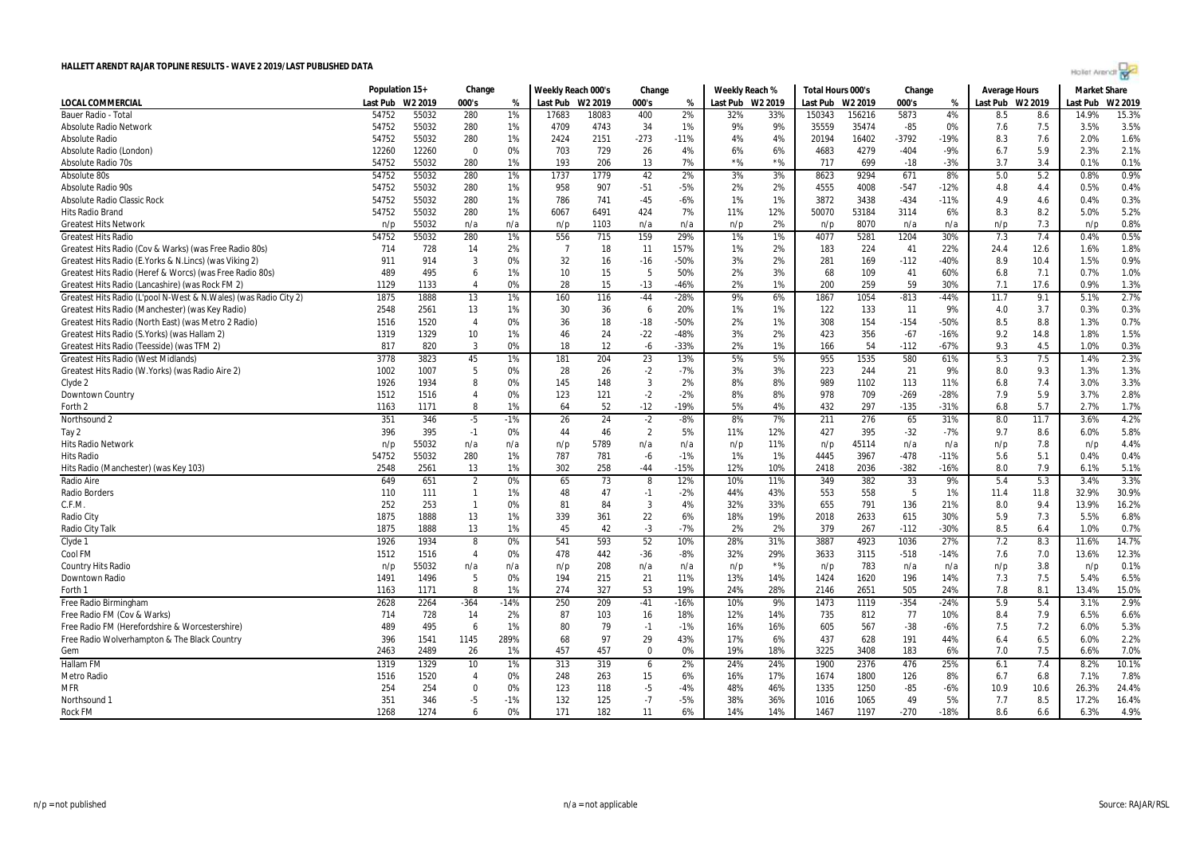# HALLETT ARENDT RAJAR TOPLINE RESULTS - WAVE 2 2019/LAST PUBLISHED DATA

| | Population 15+ | | Change | | Weekly Reach 000's | | Change | | Weekly Reach % | | Total Hours 000's | | Change | | Average Hours | | Market Share | |
|---|---|---|---|---|---|---|---|---|---|---|---|---|---|---|---|---|---|---|
| LOCAL COMMERCIAL | Last Pub | W2 2019 | 000's | % | Last Pub | W2 2019 | 000's | % | Last Pub | W2 2019 | Last Pub | W2 2019 | 000's | % | Last Pub | W2 2019 | Last Pub | W2 2019 |
| Bauer Radio - Total | 54752 | 55032 | 280 | 1% | 17683 | 18083 | 400 | 2% | 32% | 33% | 150343 | 156216 | 5873 | 4% | 8.5 | 8.6 | 14.9% | 15.3% |
| Absolute Radio Network | 54752 | 55032 | 280 | 1% | 4709 | 4743 | 34 | 1% | 9% | 9% | 35559 | 35474 | -85 | 0% | 7.6 | 7.5 | 3.5% | 3.5% |
| Absolute Radio | 54752 | 55032 | 280 | 1% | 2424 | 2151 | -273 | -11% | 4% | 4% | 20194 | 16402 | -3792 | -19% | 8.3 | 7.6 | 2.0% | 1.6% |
| Absolute Radio (London) | 12260 | 12260 | 0 | 0% | 703 | 729 | 26 | 4% | 6% | 6% | 4683 | 4279 | -404 | -9% | 6.7 | 5.9 | 2.3% | 2.1% |
| Absolute Radio 70s | 54752 | 55032 | 280 | 1% | 193 | 206 | 13 | 7% | *% | *% | 717 | 699 | -18 | -3% | 3.7 | 3.4 | 0.1% | 0.1% |
| Absolute 80s | 54752 | 55032 | 280 | 1% | 1737 | 1779 | 42 | 2% | 3% | 3% | 8623 | 9294 | 671 | 8% | 5.0 | 5.2 | 0.8% | 0.9% |
| Absolute Radio 90s | 54752 | 55032 | 280 | 1% | 958 | 907 | -51 | -5% | 2% | 2% | 4555 | 4008 | -547 | -12% | 4.8 | 4.4 | 0.5% | 0.4% |
| Absolute Radio Classic Rock | 54752 | 55032 | 280 | 1% | 786 | 741 | -45 | -6% | 1% | 1% | 3872 | 3438 | -434 | -11% | 4.9 | 4.6 | 0.4% | 0.3% |
| Hits Radio Brand | 54752 | 55032 | 280 | 1% | 6067 | 6491 | 424 | 7% | 11% | 12% | 50070 | 53184 | 3114 | 6% | 8.3 | 8.2 | 5.0% | 5.2% |
| Greatest Hits Network | n/p | 55032 | n/a | n/a | n/p | 1103 | n/a | n/a | n/p | 2% | n/p | 8070 | n/a | n/a | n/p | 7.3 | n/p | 0.8% |
| Greatest Hits Radio | 54752 | 55032 | 280 | 1% | 556 | 715 | 159 | 29% | 1% | 1% | 4077 | 5281 | 1204 | 30% | 7.3 | 7.4 | 0.4% | 0.5% |
| Greatest Hits Radio (Cov & Warks) (was Free Radio 80s) | 714 | 728 | 14 | 2% | 7 | 18 | 11 | 157% | 1% | 2% | 183 | 224 | 41 | 22% | 24.4 | 12.6 | 1.6% | 1.8% |
| Greatest Hits Radio (E.Yorks & N.Lincs) (was Viking 2) | 911 | 914 | 3 | 0% | 32 | 16 | -16 | -50% | 3% | 2% | 281 | 169 | -112 | -40% | 8.9 | 10.4 | 1.5% | 0.9% |
| Greatest Hits Radio (Heref & Worcs) (was Free Radio 80s) | 489 | 495 | 6 | 1% | 10 | 15 | 5 | 50% | 2% | 3% | 68 | 109 | 41 | 60% | 6.8 | 7.1 | 0.7% | 1.0% |
| Greatest Hits Radio (Lancashire) (was Rock FM 2) | 1129 | 1133 | 4 | 0% | 28 | 15 | -13 | -46% | 2% | 1% | 200 | 259 | 59 | 30% | 7.1 | 17.6 | 0.9% | 1.3% |
| Greatest Hits Radio (L'pool N-West & N.Wales) (was Radio City 2) | 1875 | 1888 | 13 | 1% | 160 | 116 | -44 | -28% | 9% | 6% | 1867 | 1054 | -813 | -44% | 11.7 | 9.1 | 5.1% | 2.7% |
| Greatest Hits Radio (Manchester) (was Key Radio) | 2548 | 2561 | 13 | 1% | 30 | 36 | 6 | 20% | 1% | 1% | 122 | 133 | 11 | 9% | 4.0 | 3.7 | 0.3% | 0.3% |
| Greatest Hits Radio (North East) (was Metro 2 Radio) | 1516 | 1520 | 4 | 0% | 36 | 18 | -18 | -50% | 2% | 1% | 308 | 154 | -154 | -50% | 8.5 | 8.8 | 1.3% | 0.7% |
| Greatest Hits Radio (S.Yorks) (was Hallam 2) | 1319 | 1329 | 10 | 1% | 46 | 24 | -22 | -48% | 3% | 2% | 423 | 356 | -67 | -16% | 9.2 | 14.8 | 1.8% | 1.5% |
| Greatest Hits Radio (Teesside) (was TFM 2) | 817 | 820 | 3 | 0% | 18 | 12 | -6 | -33% | 2% | 1% | 166 | 54 | -112 | -67% | 9.3 | 4.5 | 1.0% | 0.3% |
| Greatest Hits Radio (West Midlands) | 3778 | 3823 | 45 | 1% | 181 | 204 | 23 | 13% | 5% | 5% | 955 | 1535 | 580 | 61% | 5.3 | 7.5 | 1.4% | 2.3% |
| Greatest Hits Radio (W.Yorks) (was Radio Aire 2) | 1002 | 1007 | 5 | 0% | 28 | 26 | -2 | -7% | 3% | 3% | 223 | 244 | 21 | 9% | 8.0 | 9.3 | 1.3% | 1.3% |
| Clyde 2 | 1926 | 1934 | 8 | 0% | 145 | 148 | 3 | 2% | 8% | 8% | 989 | 1102 | 113 | 11% | 6.8 | 7.4 | 3.0% | 3.3% |
| Downtown Country | 1512 | 1516 | 4 | 0% | 123 | 121 | -2 | -2% | 8% | 8% | 978 | 709 | -269 | -28% | 7.9 | 5.9 | 3.7% | 2.8% |
| Forth 2 | 1163 | 1171 | 8 | 1% | 64 | 52 | -12 | -19% | 5% | 4% | 432 | 297 | -135 | -31% | 6.8 | 5.7 | 2.7% | 1.7% |
| Northsound 2 | 351 | 346 | -5 | -1% | 26 | 24 | -2 | -8% | 8% | 7% | 211 | 276 | 65 | 31% | 8.0 | 11.7 | 3.6% | 4.2% |
| Tay 2 | 396 | 395 | -1 | 0% | 44 | 46 | 2 | 5% | 11% | 12% | 427 | 395 | -32 | -7% | 9.7 | 8.6 | 6.0% | 5.8% |
| Hits Radio Network | n/p | 55032 | n/a | n/a | n/p | 5789 | n/a | n/a | n/p | 11% | n/p | 45114 | n/a | n/a | n/p | 7.8 | n/p | 4.4% |
| Hits Radio | 54752 | 55032 | 280 | 1% | 787 | 781 | -6 | -1% | 1% | 1% | 4445 | 3967 | -478 | -11% | 5.6 | 5.1 | 0.4% | 0.4% |
| Hits Radio (Manchester) (was Key 103) | 2548 | 2561 | 13 | 1% | 302 | 258 | -44 | -15% | 12% | 10% | 2418 | 2036 | -382 | -16% | 8.0 | 7.9 | 6.1% | 5.1% |
| Radio Aire | 649 | 651 | 2 | 0% | 65 | 73 | 8 | 12% | 10% | 11% | 349 | 382 | 33 | 9% | 5.4 | 5.3 | 3.4% | 3.3% |
| Radio Borders | 110 | 111 | 1 | 1% | 48 | 47 | -1 | -2% | 44% | 43% | 553 | 558 | 5 | 1% | 11.4 | 11.8 | 32.9% | 30.9% |
| C.F.M. | 252 | 253 | 1 | 0% | 81 | 84 | 3 | 4% | 32% | 33% | 655 | 791 | 136 | 21% | 8.0 | 9.4 | 13.9% | 16.2% |
| Radio City | 1875 | 1888 | 13 | 1% | 339 | 361 | 22 | 6% | 18% | 19% | 2018 | 2633 | 615 | 30% | 5.9 | 7.3 | 5.5% | 6.8% |
| Radio City Talk | 1875 | 1888 | 13 | 1% | 45 | 42 | -3 | -7% | 2% | 2% | 379 | 267 | -112 | -30% | 8.5 | 6.4 | 1.0% | 0.7% |
| Clyde 1 | 1926 | 1934 | 8 | 0% | 541 | 593 | 52 | 10% | 28% | 31% | 3887 | 4923 | 1036 | 27% | 7.2 | 8.3 | 11.6% | 14.7% |
| Cool FM | 1512 | 1516 | 4 | 0% | 478 | 442 | -36 | -8% | 32% | 29% | 3633 | 3115 | -518 | -14% | 7.6 | 7.0 | 13.6% | 12.3% |
| Country Hits Radio | n/p | 55032 | n/a | n/a | n/p | 208 | n/a | n/a | n/p | *% | n/p | 783 | n/a | n/a | n/p | 3.8 | n/p | 0.1% |
| Downtown Radio | 1491 | 1496 | 5 | 0% | 194 | 215 | 21 | 11% | 13% | 14% | 1424 | 1620 | 196 | 14% | 7.3 | 7.5 | 5.4% | 6.5% |
| Forth 1 | 1163 | 1171 | 8 | 1% | 274 | 327 | 53 | 19% | 24% | 28% | 2146 | 2651 | 505 | 24% | 7.8 | 8.1 | 13.4% | 15.0% |
| Free Radio Birmingham | 2628 | 2264 | -364 | -14% | 250 | 209 | -41 | -16% | 10% | 9% | 1473 | 1119 | -354 | -24% | 5.9 | 5.4 | 3.1% | 2.9% |
| Free Radio FM (Cov & Warks) | 714 | 728 | 14 | 2% | 87 | 103 | 16 | 18% | 12% | 14% | 735 | 812 | 77 | 10% | 8.4 | 7.9 | 6.5% | 6.6% |
| Free Radio FM (Herefordshire & Worcestershire) | 489 | 495 | 6 | 1% | 80 | 79 | -1 | -1% | 16% | 16% | 605 | 567 | -38 | -6% | 7.5 | 7.2 | 6.0% | 5.3% |
| Free Radio Wolverhampton & The Black Country | 396 | 1541 | 1145 | 289% | 68 | 97 | 29 | 43% | 17% | 6% | 437 | 628 | 191 | 44% | 6.4 | 6.5 | 6.0% | 2.2% |
| Gem | 2463 | 2489 | 26 | 1% | 457 | 457 | 0 | 0% | 19% | 18% | 3225 | 3408 | 183 | 6% | 7.0 | 7.5 | 6.6% | 7.0% |
| Hallam FM | 1319 | 1329 | 10 | 1% | 313 | 319 | 6 | 2% | 24% | 24% | 1900 | 2376 | 476 | 25% | 6.1 | 7.4 | 8.2% | 10.1% |
| Metro Radio | 1516 | 1520 | 4 | 0% | 248 | 263 | 15 | 6% | 16% | 17% | 1674 | 1800 | 126 | 8% | 6.7 | 6.8 | 7.1% | 7.8% |
| MFR | 254 | 254 | 0 | 0% | 123 | 118 | -5 | -4% | 48% | 46% | 1335 | 1250 | -85 | -6% | 10.9 | 10.6 | 26.3% | 24.4% |
| Northsound 1 | 351 | 346 | -5 | -1% | 132 | 125 | -7 | -5% | 38% | 36% | 1016 | 1065 | 49 | 5% | 7.7 | 8.5 | 17.2% | 16.4% |
| Rock FM | 1268 | 1274 | 6 | 0% | 171 | 182 | 11 | 6% | 14% | 14% | 1467 | 1197 | -270 | -18% | 8.6 | 6.6 | 6.3% | 4.9% |

n/p = not published | n/a = not applicable | Source: RAJAR/RSL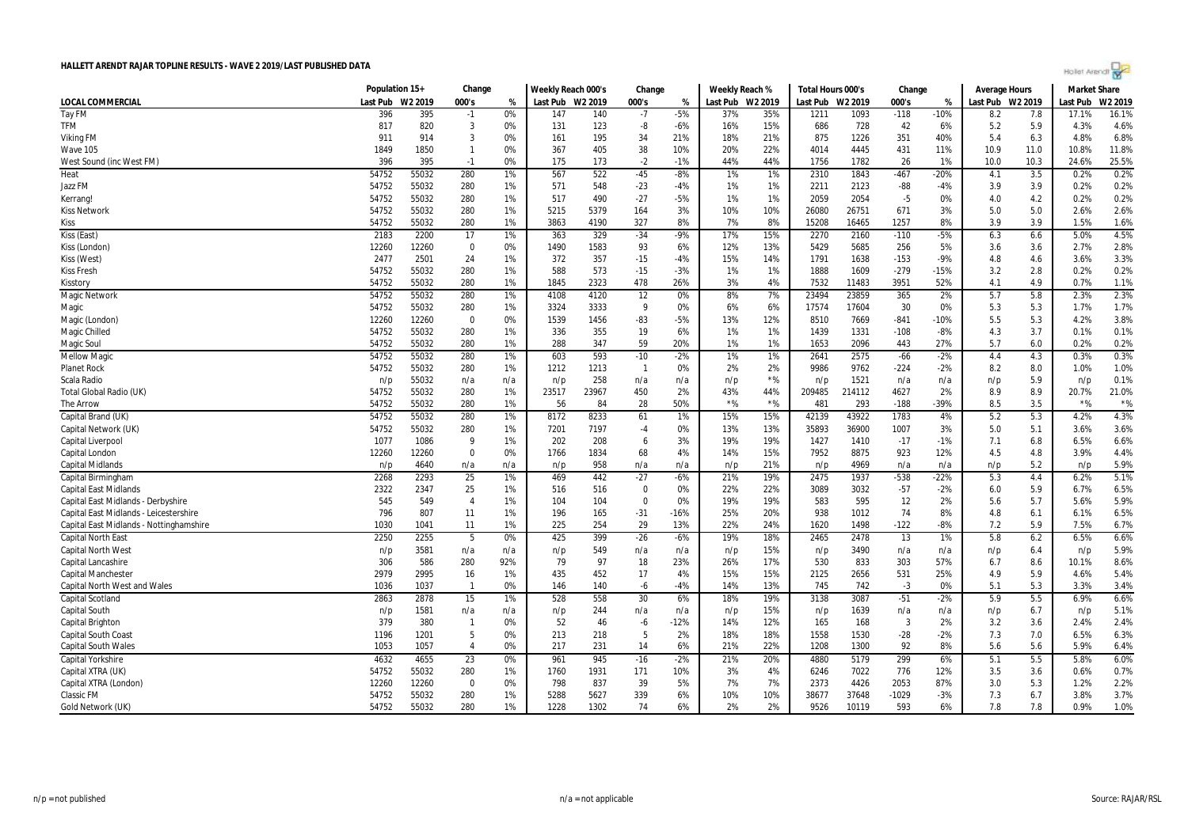# HALLETT ARENDT RAJAR TOPLINE RESULTS - WAVE 2 2019/LAST PUBLISHED DATA

| LOCAL COMMERCIAL | Population 15+ | | Change | | Weekly Reach 000's | | Change | | Weekly Reach % | | Total Hours 000's | | Change | | Average Hours | | Market Share | |
|---|---|---|---|---|---|---|---|---|---|---|---|---|---|---|---|---|---|---|
| | Last Pub | W2 2019 | 000's | % | Last Pub | W2 2019 | 000's | % | Last Pub | W2 2019 | Last Pub | W2 2019 | 000's | % | Last Pub | W2 2019 | Last Pub | W2 2019 |
| Tay FM | 396 | 395 | -1 | 0% | 147 | 140 | -7 | -5% | 37% | 35% | 1211 | 1093 | -118 | -10% | 8.2 | 7.8 | 17.1% | 16.1% |
| TFM | 817 | 820 | 3 | 0% | 131 | 123 | -8 | -6% | 16% | 15% | 686 | 728 | 42 | 6% | 5.2 | 5.9 | 4.3% | 4.6% |
| Viking FM | 911 | 914 | 3 | 0% | 161 | 195 | 34 | 21% | 18% | 21% | 875 | 1226 | 351 | 40% | 5.4 | 6.3 | 4.8% | 6.8% |
| Wave 105 | 1849 | 1850 | 1 | 0% | 367 | 405 | 38 | 10% | 20% | 22% | 4014 | 4445 | 431 | 11% | 10.9 | 11.0 | 10.8% | 11.8% |
| West Sound (inc West FM) | 396 | 395 | -1 | 0% | 175 | 173 | -2 | -1% | 44% | 44% | 1756 | 1782 | 26 | 1% | 10.0 | 10.3 | 24.6% | 25.5% |
| Heat | 54752 | 55032 | 280 | 1% | 567 | 522 | -45 | -8% | 1% | 1% | 2310 | 1843 | -467 | -20% | 4.1 | 3.5 | 0.2% | 0.2% |
| Jazz FM | 54752 | 55032 | 280 | 1% | 571 | 548 | -23 | -4% | 1% | 1% | 2211 | 2123 | -88 | -4% | 3.9 | 3.9 | 0.2% | 0.2% |
| Kerrang! | 54752 | 55032 | 280 | 1% | 517 | 490 | -27 | -5% | 1% | 1% | 2059 | 2054 | -5 | 0% | 4.0 | 4.2 | 0.2% | 0.2% |
| Kiss Network | 54752 | 55032 | 280 | 1% | 5215 | 5379 | 164 | 3% | 10% | 10% | 26080 | 26751 | 671 | 3% | 5.0 | 5.0 | 2.6% | 2.6% |
| Kiss | 54752 | 55032 | 280 | 1% | 3863 | 4190 | 327 | 8% | 7% | 8% | 15208 | 16465 | 1257 | 8% | 3.9 | 3.9 | 1.5% | 1.6% |
| Kiss (East) | 2183 | 2200 | 17 | 1% | 363 | 329 | -34 | -9% | 17% | 15% | 2270 | 2160 | -110 | -5% | 6.3 | 6.6 | 5.0% | 4.5% |
| Kiss (London) | 12260 | 12260 | 0 | 0% | 1490 | 1583 | 93 | 6% | 12% | 13% | 5429 | 5685 | 256 | 5% | 3.6 | 3.6 | 2.7% | 2.8% |
| Kiss (West) | 2477 | 2501 | 24 | 1% | 372 | 357 | -15 | -4% | 15% | 14% | 1791 | 1638 | -153 | -9% | 4.8 | 4.6 | 3.6% | 3.3% |
| Kiss Fresh | 54752 | 55032 | 280 | 1% | 588 | 573 | -15 | -3% | 1% | 1% | 1888 | 1609 | -279 | -15% | 3.2 | 2.8 | 0.2% | 0.2% |
| Kisstory | 54752 | 55032 | 280 | 1% | 1845 | 2323 | 478 | 26% | 3% | 4% | 7532 | 11483 | 3951 | 52% | 4.1 | 4.9 | 0.7% | 1.1% |
| Magic Network | 54752 | 55032 | 280 | 1% | 4108 | 4120 | 12 | 0% | 8% | 7% | 23494 | 23859 | 365 | 2% | 5.7 | 5.8 | 2.3% | 2.3% |
| Magic | 54752 | 55032 | 280 | 1% | 3324 | 3333 | 9 | 0% | 6% | 6% | 17574 | 17604 | 30 | 0% | 5.3 | 5.3 | 1.7% | 1.7% |
| Magic (London) | 12260 | 12260 | 0 | 0% | 1539 | 1456 | -83 | -5% | 13% | 12% | 8510 | 7669 | -841 | -10% | 5.5 | 5.3 | 4.2% | 3.8% |
| Magic Chilled | 54752 | 55032 | 280 | 1% | 336 | 355 | 19 | 6% | 1% | 1% | 1439 | 1331 | -108 | -8% | 4.3 | 3.7 | 0.1% | 0.1% |
| Magic Soul | 54752 | 55032 | 280 | 1% | 288 | 347 | 59 | 20% | 1% | 1% | 1653 | 2096 | 443 | 27% | 5.7 | 6.0 | 0.2% | 0.2% |
| Mellow Magic | 54752 | 55032 | 280 | 1% | 603 | 593 | -10 | -2% | 1% | 1% | 2641 | 2575 | -66 | -2% | 4.4 | 4.3 | 0.3% | 0.3% |
| Planet Rock | 54752 | 55032 | 280 | 1% | 1212 | 1213 | 1 | 0% | 2% | 2% | 9986 | 9762 | -224 | -2% | 8.2 | 8.0 | 1.0% | 1.0% |
| Scala Radio | n/p | 55032 | n/a | n/a | n/p | 258 | n/a | n/a | n/p | *% | n/p | 1521 | n/a | n/a | n/p | 5.9 | n/p | 0.1% |
| Total Global Radio (UK) | 54752 | 55032 | 280 | 1% | 23517 | 23967 | 450 | 2% | 43% | 44% | 209485 | 214112 | 4627 | 2% | 8.9 | 8.9 | 20.7% | 21.0% |
| The Arrow | 54752 | 55032 | 280 | 1% | 56 | 84 | 28 | 50% | *% | *% | 481 | 293 | -188 | -39% | 8.5 | 3.5 | *% | *% |
| Capital Brand (UK) | 54752 | 55032 | 280 | 1% | 8172 | 8233 | 61 | 1% | 15% | 15% | 42139 | 43922 | 1783 | 4% | 5.2 | 5.3 | 4.2% | 4.3% |
| Capital Network (UK) | 54752 | 55032 | 280 | 1% | 7201 | 7197 | -4 | 0% | 13% | 13% | 35893 | 36900 | 1007 | 3% | 5.0 | 5.1 | 3.6% | 3.6% |
| Capital Liverpool | 1077 | 1086 | 9 | 1% | 202 | 208 | 6 | 3% | 19% | 19% | 1427 | 1410 | -17 | -1% | 7.1 | 6.8 | 6.5% | 6.6% |
| Capital London | 12260 | 12260 | 0 | 0% | 1766 | 1834 | 68 | 4% | 14% | 15% | 7952 | 8875 | 923 | 12% | 4.5 | 4.8 | 3.9% | 4.4% |
| Capital Midlands | n/p | 4640 | n/a | n/a | n/p | 958 | n/a | n/a | n/p | 21% | n/p | 4969 | n/a | n/a | n/p | 5.2 | n/p | 5.9% |
| Capital Birmingham | 2268 | 2293 | 25 | 1% | 469 | 442 | -27 | -6% | 21% | 19% | 2475 | 1937 | -538 | -22% | 5.3 | 4.4 | 6.2% | 5.1% |
| Capital East Midlands | 2322 | 2347 | 25 | 1% | 516 | 516 | 0 | 0% | 22% | 22% | 3089 | 3032 | -57 | -2% | 6.0 | 5.9 | 6.7% | 6.5% |
| Capital East Midlands - Derbyshire | 545 | 549 | 4 | 1% | 104 | 104 | 0 | 0% | 19% | 19% | 583 | 595 | 12 | 2% | 5.6 | 5.7 | 5.6% | 5.9% |
| Capital East Midlands - Leicestershire | 796 | 807 | 11 | 1% | 196 | 165 | -31 | -16% | 25% | 20% | 938 | 1012 | 74 | 8% | 4.8 | 6.1 | 6.1% | 6.5% |
| Capital East Midlands - Nottinghamshire | 1030 | 1041 | 11 | 1% | 225 | 254 | 29 | 13% | 22% | 24% | 1620 | 1498 | -122 | -8% | 7.2 | 5.9 | 7.5% | 6.7% |
| Capital North East | 2250 | 2255 | 5 | 0% | 425 | 399 | -26 | -6% | 19% | 18% | 2465 | 2478 | 13 | 1% | 5.8 | 6.2 | 6.5% | 6.6% |
| Capital North West | n/p | 3581 | n/a | n/a | n/p | 549 | n/a | n/a | n/p | 15% | n/p | 3490 | n/a | n/a | n/p | 6.4 | n/p | 5.9% |
| Capital Lancashire | 306 | 586 | 280 | 92% | 79 | 97 | 18 | 23% | 26% | 17% | 530 | 833 | 303 | 57% | 6.7 | 8.6 | 10.1% | 8.6% |
| Capital Manchester | 2979 | 2995 | 16 | 1% | 435 | 452 | 17 | 4% | 15% | 15% | 2125 | 2656 | 531 | 25% | 4.9 | 5.9 | 4.6% | 5.4% |
| Capital North West and Wales | 1036 | 1037 | 1 | 0% | 146 | 140 | -6 | -4% | 14% | 13% | 745 | 742 | -3 | 0% | 5.1 | 5.3 | 3.3% | 3.4% |
| Capital Scotland | 2863 | 2878 | 15 | 1% | 528 | 558 | 30 | 6% | 18% | 19% | 3138 | 3087 | -51 | -2% | 5.9 | 5.5 | 6.9% | 6.6% |
| Capital South | n/p | 1581 | n/a | n/a | n/p | 244 | n/a | n/a | n/p | 15% | n/p | 1639 | n/a | n/a | n/p | 6.7 | n/p | 5.1% |
| Capital Brighton | 379 | 380 | 1 | 0% | 52 | 46 | -6 | -12% | 14% | 12% | 165 | 168 | 3 | 2% | 3.2 | 3.6 | 2.4% | 2.4% |
| Capital South Coast | 1196 | 1201 | 5 | 0% | 213 | 218 | 5 | 2% | 18% | 18% | 1558 | 1530 | -28 | -2% | 7.3 | 7.0 | 6.5% | 6.3% |
| Capital South Wales | 1053 | 1057 | 4 | 0% | 217 | 231 | 14 | 6% | 21% | 22% | 1208 | 1300 | 92 | 8% | 5.6 | 5.6 | 5.9% | 6.4% |
| Capital Yorkshire | 4632 | 4655 | 23 | 0% | 961 | 945 | -16 | -2% | 21% | 20% | 4880 | 5179 | 299 | 6% | 5.1 | 5.5 | 5.8% | 6.0% |
| Capital XTRA (UK) | 54752 | 55032 | 280 | 1% | 1760 | 1931 | 171 | 10% | 3% | 4% | 6246 | 7022 | 776 | 12% | 3.5 | 3.6 | 0.6% | 0.7% |
| Capital XTRA (London) | 12260 | 12260 | 0 | 0% | 798 | 837 | 39 | 5% | 7% | 7% | 2373 | 4426 | 2053 | 87% | 3.0 | 5.3 | 1.2% | 2.2% |
| Classic FM | 54752 | 55032 | 280 | 1% | 5288 | 5627 | 339 | 6% | 10% | 10% | 38677 | 37648 | -1029 | -3% | 7.3 | 6.7 | 3.8% | 3.7% |
| Gold Network (UK) | 54752 | 55032 | 280 | 1% | 1228 | 1302 | 74 | 6% | 2% | 2% | 9526 | 10119 | 593 | 6% | 7.8 | 7.8 | 0.9% | 1.0% |

n/p = not published | n/a = not applicable | Source: RAJAR/RSL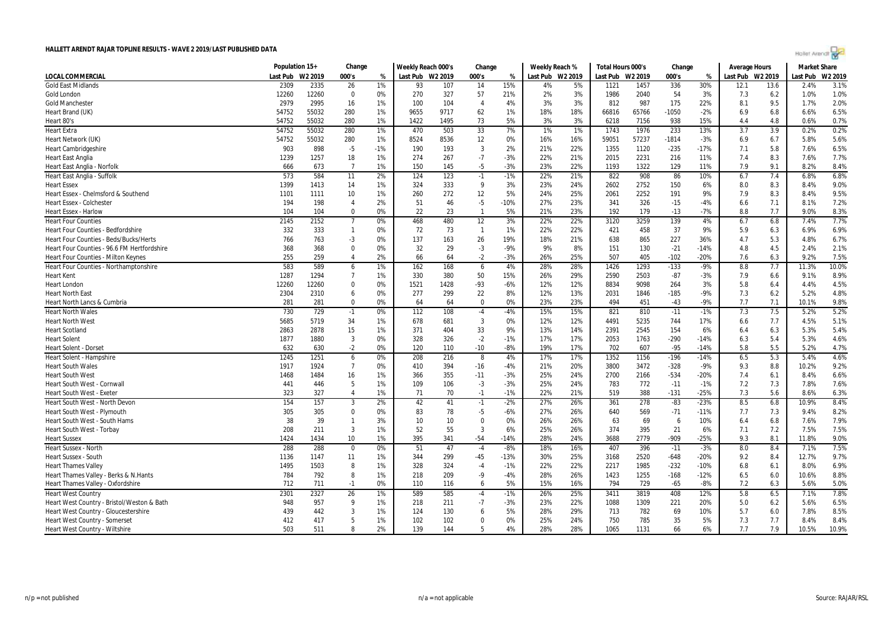# HALLETT ARENDT RAJAR TOPLINE RESULTS - WAVE 2 2019/LAST PUBLISHED DATA

| LOCAL COMMERCIAL | Population 15+ | | Change | | Weekly Reach 000's | | Change | | Weekly Reach % | | Total Hours 000's | | Change | | Average Hours | | Market Share | |
|---|---|---|---|---|---|---|---|---|---|---|---|---|---|---|---|---|---|---|
| | Last Pub | W2 2019 | 000's | % | Last Pub | W2 2019 | 000's | % | Last Pub | W2 2019 | Last Pub | W2 2019 | 000's | % | Last Pub | W2 2019 | Last Pub | W2 2019 |
| Gold East Midlands | 2309 | 2335 | 26 | 1% | 93 | 107 | 14 | 15% | 4% | 5% | 1121 | 1457 | 336 | 30% | 12.1 | 13.6 | 2.4% | 3.1% |
| Gold London | 12260 | 12260 | 0 | 0% | 270 | 327 | 57 | 21% | 2% | 3% | 1986 | 2040 | 54 | 3% | 7.3 | 6.2 | 1.0% | 1.0% |
| Gold Manchester | 2979 | 2995 | 16 | 1% | 100 | 104 | 4 | 4% | 3% | 3% | 812 | 987 | 175 | 22% | 8.1 | 9.5 | 1.7% | 2.0% |
| Heart Brand (UK) | 54752 | 55032 | 280 | 1% | 9655 | 9717 | 62 | 1% | 18% | 18% | 66816 | 65766 | -1050 | -2% | 6.9 | 6.8 | 6.6% | 6.5% |
| Heart 80's | 54752 | 55032 | 280 | 1% | 1422 | 1495 | 73 | 5% | 3% | 3% | 6218 | 7156 | 938 | 15% | 4.4 | 4.8 | 0.6% | 0.7% |
| Heart Extra | 54752 | 55032 | 280 | 1% | 470 | 503 | 33 | 7% | 1% | 1% | 1743 | 1976 | 233 | 13% | 3.7 | 3.9 | 0.2% | 0.2% |
| Heart Network (UK) | 54752 | 55032 | 280 | 1% | 8524 | 8536 | 12 | 0% | 16% | 16% | 59051 | 57237 | -1814 | -3% | 6.9 | 6.7 | 5.8% | 5.6% |
| Heart Cambridgeshire | 903 | 898 | -5 | -1% | 190 | 193 | 3 | 2% | 21% | 22% | 1355 | 1120 | -235 | -17% | 7.1 | 5.8 | 7.6% | 6.5% |
| Heart East Anglia | 1239 | 1257 | 18 | 1% | 274 | 267 | -7 | -3% | 22% | 21% | 2015 | 2231 | 216 | 11% | 7.4 | 8.3 | 7.6% | 7.7% |
| Heart East Anglia - Norfolk | 666 | 673 | 7 | 1% | 150 | 145 | -5 | -3% | 23% | 22% | 1193 | 1322 | 129 | 11% | 7.9 | 9.1 | 8.2% | 8.4% |
| Heart East Anglia - Suffolk | 573 | 584 | 11 | 2% | 124 | 123 | -1 | -1% | 22% | 21% | 822 | 908 | 86 | 10% | 6.7 | 7.4 | 6.8% | 6.8% |
| Heart Essex | 1399 | 1413 | 14 | 1% | 324 | 333 | 9 | 3% | 23% | 24% | 2602 | 2752 | 150 | 6% | 8.0 | 8.3 | 8.4% | 9.0% |
| Heart Essex - Chelmsford & Southend | 1101 | 1111 | 10 | 1% | 260 | 272 | 12 | 5% | 24% | 25% | 2061 | 2252 | 191 | 9% | 7.9 | 8.3 | 8.4% | 9.5% |
| Heart Essex - Colchester | 194 | 198 | 4 | 2% | 51 | 46 | -5 | -10% | 27% | 23% | 341 | 326 | -15 | -4% | 6.6 | 7.1 | 8.1% | 7.2% |
| Heart Essex - Harlow | 104 | 104 | 0 | 0% | 22 | 23 | 1 | 5% | 21% | 23% | 192 | 179 | -13 | -7% | 8.8 | 7.7 | 9.0% | 8.3% |
| Heart Four Counties | 2145 | 2152 | 7 | 0% | 468 | 480 | 12 | 3% | 22% | 22% | 3120 | 3259 | 139 | 4% | 6.7 | 6.8 | 7.4% | 7.7% |
| Heart Four Counties - Bedfordshire | 332 | 333 | 1 | 0% | 72 | 73 | 1 | 1% | 22% | 22% | 421 | 458 | 37 | 9% | 5.9 | 6.3 | 6.9% | 6.9% |
| Heart Four Counties - Beds/Bucks/Herts | 766 | 763 | -3 | 0% | 137 | 163 | 26 | 19% | 18% | 21% | 638 | 865 | 227 | 36% | 4.7 | 5.3 | 4.8% | 6.7% |
| Heart Four Counties - 96.6 FM Hertfordshire | 368 | 368 | 0 | 0% | 32 | 29 | -3 | -9% | 9% | 8% | 151 | 130 | -21 | -14% | 4.8 | 4.5 | 2.4% | 2.1% |
| Heart Four Counties - Milton Keynes | 255 | 259 | 4 | 2% | 66 | 64 | -2 | -3% | 26% | 25% | 507 | 405 | -102 | -20% | 7.6 | 6.3 | 9.2% | 7.5% |
| Heart Four Counties - Northamptonshire | 583 | 589 | 6 | 1% | 162 | 168 | 6 | 4% | 28% | 28% | 1426 | 1293 | -133 | -9% | 8.8 | 7.7 | 11.3% | 10.0% |
| Heart Kent | 1287 | 1294 | 7 | 1% | 330 | 380 | 50 | 15% | 26% | 29% | 2590 | 2503 | -87 | -3% | 7.9 | 6.6 | 9.1% | 8.9% |
| Heart London | 12260 | 12260 | 0 | 0% | 1521 | 1428 | -93 | -6% | 12% | 12% | 8834 | 9098 | 264 | 3% | 5.8 | 6.4 | 4.4% | 4.5% |
| Heart North East | 2304 | 2310 | 6 | 0% | 277 | 299 | 22 | 8% | 12% | 13% | 2031 | 1846 | -185 | -9% | 7.3 | 6.2 | 5.2% | 4.8% |
| Heart North Lancs & Cumbria | 281 | 281 | 0 | 0% | 64 | 64 | 0 | 0% | 23% | 23% | 494 | 451 | -43 | -9% | 7.7 | 7.1 | 10.1% | 9.8% |
| Heart North Wales | 730 | 729 | -1 | 0% | 112 | 108 | -4 | -4% | 15% | 15% | 821 | 810 | -11 | -1% | 7.3 | 7.5 | 5.2% | 5.2% |
| Heart North West | 5685 | 5719 | 34 | 1% | 678 | 681 | 3 | 0% | 12% | 12% | 4491 | 5235 | 744 | 17% | 6.6 | 7.7 | 4.5% | 5.1% |
| Heart Scotland | 2863 | 2878 | 15 | 1% | 371 | 404 | 33 | 9% | 13% | 14% | 2391 | 2545 | 154 | 6% | 6.4 | 6.3 | 5.3% | 5.4% |
| Heart Solent | 1877 | 1880 | 3 | 0% | 328 | 326 | -2 | -1% | 17% | 17% | 2053 | 1763 | -290 | -14% | 6.3 | 5.4 | 5.3% | 4.6% |
| Heart Solent - Dorset | 632 | 630 | -2 | 0% | 120 | 110 | -10 | -8% | 19% | 17% | 702 | 607 | -95 | -14% | 5.8 | 5.5 | 5.2% | 4.7% |
| Heart Solent - Hampshire | 1245 | 1251 | 6 | 0% | 208 | 216 | 8 | 4% | 17% | 17% | 1352 | 1156 | -196 | -14% | 6.5 | 5.3 | 5.4% | 4.6% |
| Heart South Wales | 1917 | 1924 | 7 | 0% | 410 | 394 | -16 | -4% | 21% | 20% | 3800 | 3472 | -328 | -9% | 9.3 | 8.8 | 10.2% | 9.2% |
| Heart South West | 1468 | 1484 | 16 | 1% | 366 | 355 | -11 | -3% | 25% | 24% | 2700 | 2166 | -534 | -20% | 7.4 | 6.1 | 8.4% | 6.6% |
| Heart South West - Cornwall | 441 | 446 | 5 | 1% | 109 | 106 | -3 | -3% | 25% | 24% | 783 | 772 | -11 | -1% | 7.2 | 7.3 | 7.8% | 7.6% |
| Heart South West - Exeter | 323 | 327 | 4 | 1% | 71 | 70 | -1 | -1% | 22% | 21% | 519 | 388 | -131 | -25% | 7.3 | 5.6 | 8.6% | 6.3% |
| Heart South West - North Devon | 154 | 157 | 3 | 2% | 42 | 41 | -1 | -2% | 27% | 26% | 361 | 278 | -83 | -23% | 8.5 | 6.8 | 10.9% | 8.4% |
| Heart South West - Plymouth | 305 | 305 | 0 | 0% | 83 | 78 | -5 | -6% | 27% | 26% | 640 | 569 | -71 | -11% | 7.7 | 7.3 | 9.4% | 8.2% |
| Heart South West - South Hams | 38 | 39 | 1 | 3% | 10 | 10 | 0 | 0% | 26% | 26% | 63 | 69 | 6 | 10% | 6.4 | 6.8 | 7.6% | 7.9% |
| Heart South West - Torbay | 208 | 211 | 3 | 1% | 52 | 55 | 3 | 6% | 25% | 26% | 374 | 395 | 21 | 6% | 7.1 | 7.2 | 7.5% | 7.5% |
| Heart Sussex | 1424 | 1434 | 10 | 1% | 395 | 341 | -54 | -14% | 28% | 24% | 3688 | 2779 | -909 | -25% | 9.3 | 8.1 | 11.8% | 9.0% |
| Heart Sussex - North | 288 | 288 | 0 | 0% | 51 | 47 | -4 | -8% | 18% | 16% | 407 | 396 | -11 | -3% | 8.0 | 8.4 | 7.1% | 7.5% |
| Heart Sussex - South | 1136 | 1147 | 11 | 1% | 344 | 299 | -45 | -13% | 30% | 25% | 3168 | 2520 | -648 | -20% | 9.2 | 8.4 | 12.7% | 9.7% |
| Heart Thames Valley | 1495 | 1503 | 8 | 1% | 328 | 324 | -4 | -1% | 22% | 22% | 2217 | 1985 | -232 | -10% | 6.8 | 6.1 | 8.0% | 6.9% |
| Heart Thames Valley - Berks & N.Hants | 784 | 792 | 8 | 1% | 218 | 209 | -9 | -4% | 28% | 26% | 1423 | 1255 | -168 | -12% | 6.5 | 6.0 | 10.6% | 8.8% |
| Heart Thames Valley - Oxfordshire | 712 | 711 | -1 | 0% | 110 | 116 | 6 | 5% | 15% | 16% | 794 | 729 | -65 | -8% | 7.2 | 6.3 | 5.6% | 5.0% |
| Heart West Country | 2301 | 2327 | 26 | 1% | 589 | 585 | -4 | -1% | 26% | 25% | 3411 | 3819 | 408 | 12% | 5.8 | 6.5 | 7.1% | 7.8% |
| Heart West Country - Bristol/Weston & Bath | 948 | 957 | 9 | 1% | 218 | 211 | -7 | -3% | 23% | 22% | 1088 | 1309 | 221 | 20% | 5.0 | 6.2 | 5.6% | 6.5% |
| Heart West Country - Gloucestershire | 439 | 442 | 3 | 1% | 124 | 130 | 6 | 5% | 28% | 29% | 713 | 782 | 69 | 10% | 5.7 | 6.0 | 7.8% | 8.5% |
| Heart West Country - Somerset | 412 | 417 | 5 | 1% | 102 | 102 | 0 | 0% | 25% | 24% | 750 | 785 | 35 | 5% | 7.3 | 7.7 | 8.4% | 8.4% |
| Heart West Country - Wiltshire | 503 | 511 | 8 | 2% | 139 | 144 | 5 | 4% | 28% | 28% | 1065 | 1131 | 66 | 6% | 7.7 | 7.9 | 10.5% | 10.9% |

n/p = not published | n/a = not applicable | Source: RAJAR/RSL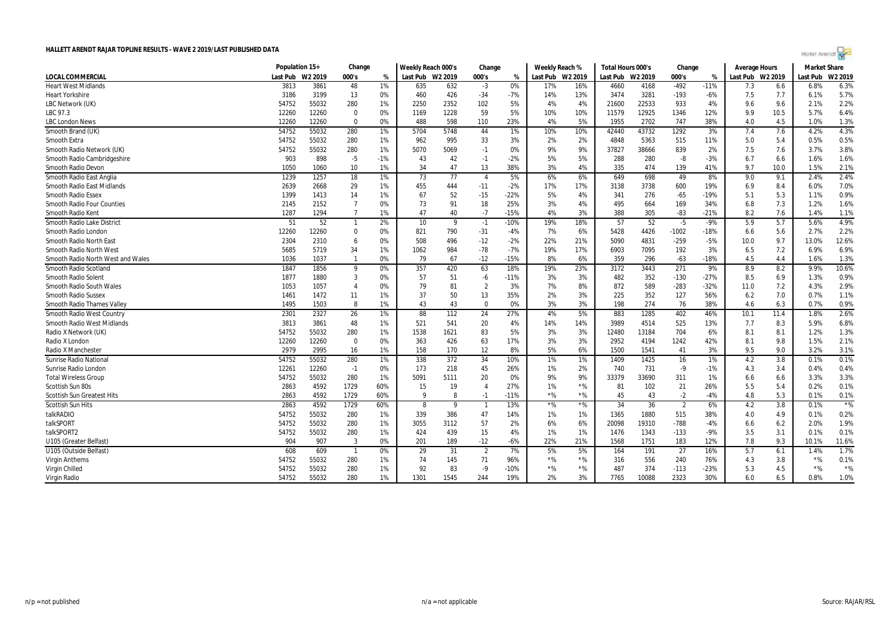# HALLETT ARENDT RAJAR TOPLINE RESULTS - WAVE 2 2019/LAST PUBLISHED DATA

| | Population 15+ | | Change | | Weekly Reach 000's | | Change | | Weekly Reach % | | Total Hours 000's | | Change | | Average Hours | | Market Share | |
|---|---|---|---|---|---|---|---|---|---|---|---|---|---|---|---|---|---|---|
| LOCAL COMMERCIAL | Last Pub | W2 2019 | 000's | % | Last Pub | W2 2019 | 000's | % | Last Pub | W2 2019 | Last Pub | W2 2019 | 000's | % | Last Pub | W2 2019 | Last Pub | W2 2019 |
| Heart West Midlands | 3813 | 3861 | 48 | 1% | 635 | 632 | -3 | 0% | 17% | 16% | 4660 | 4168 | -492 | -11% | 7.3 | 6.6 | 6.8% | 6.3% |
| Heart Yorkshire | 3186 | 3199 | 13 | 0% | 460 | 426 | -34 | -7% | 14% | 13% | 3474 | 3281 | -193 | -6% | 7.5 | 7.7 | 6.1% | 5.7% |
| LBC Network (UK) | 54752 | 55032 | 280 | 1% | 2250 | 2352 | 102 | 5% | 4% | 4% | 21600 | 22533 | 933 | 4% | 9.6 | 9.6 | 2.1% | 2.2% |
| LBC 97.3 | 12260 | 12260 | 0 | 0% | 1169 | 1228 | 59 | 5% | 10% | 10% | 11579 | 12925 | 1346 | 12% | 9.9 | 10.5 | 5.7% | 6.4% |
| LBC London News | 12260 | 12260 | 0 | 0% | 488 | 598 | 110 | 23% | 4% | 5% | 1955 | 2702 | 747 | 38% | 4.0 | 4.5 | 1.0% | 1.3% |
| Smooth Brand (UK) | 54752 | 55032 | 280 | 1% | 5704 | 5748 | 44 | 1% | 10% | 10% | 42440 | 43732 | 1292 | 3% | 7.4 | 7.6 | 4.2% | 4.3% |
| Smooth Extra | 54752 | 55032 | 280 | 1% | 962 | 995 | 33 | 3% | 2% | 2% | 4848 | 5363 | 515 | 11% | 5.0 | 5.4 | 0.5% | 0.5% |
| Smooth Radio Network (UK) | 54752 | 55032 | 280 | 1% | 5070 | 5069 | -1 | 0% | 9% | 9% | 37827 | 38666 | 839 | 2% | 7.5 | 7.6 | 3.7% | 3.8% |
| Smooth Radio Cambridgeshire | 903 | 898 | -5 | -1% | 43 | 42 | -1 | -2% | 5% | 5% | 288 | 280 | -8 | -3% | 6.7 | 6.6 | 1.6% | 1.6% |
| Smooth Radio Devon | 1050 | 1060 | 10 | 1% | 34 | 47 | 13 | 38% | 3% | 4% | 335 | 474 | 139 | 41% | 9.7 | 10.0 | 1.5% | 2.1% |
| Smooth Radio East Anglia | 1239 | 1257 | 18 | 1% | 73 | 77 | 4 | 5% | 6% | 6% | 649 | 698 | 49 | 8% | 9.0 | 9.1 | 2.4% | 2.4% |
| Smooth Radio East Midlands | 2639 | 2668 | 29 | 1% | 455 | 444 | -11 | -2% | 17% | 17% | 3138 | 3738 | 600 | 19% | 6.9 | 8.4 | 6.0% | 7.0% |
| Smooth Radio Essex | 1399 | 1413 | 14 | 1% | 67 | 52 | -15 | -22% | 5% | 4% | 341 | 276 | -65 | -19% | 5.1 | 5.3 | 1.1% | 0.9% |
| Smooth Radio Four Counties | 2145 | 2152 | 7 | 0% | 73 | 91 | 18 | 25% | 3% | 4% | 495 | 664 | 169 | 34% | 6.8 | 7.3 | 1.2% | 1.6% |
| Smooth Radio Kent | 1287 | 1294 | 7 | 1% | 47 | 40 | -7 | -15% | 4% | 3% | 388 | 305 | -83 | -21% | 8.2 | 7.6 | 1.4% | 1.1% |
| Smooth Radio Lake District | 51 | 52 | 1 | 2% | 10 | 9 | -1 | -10% | 19% | 18% | 57 | 52 | -5 | -9% | 5.9 | 5.7 | 5.6% | 4.9% |
| Smooth Radio London | 12260 | 12260 | 0 | 0% | 821 | 790 | -31 | -4% | 7% | 6% | 5428 | 4426 | -1002 | -18% | 6.6 | 5.6 | 2.7% | 2.2% |
| Smooth Radio North East | 2304 | 2310 | 6 | 0% | 508 | 496 | -12 | -2% | 22% | 21% | 5090 | 4831 | -259 | -5% | 10.0 | 9.7 | 13.0% | 12.6% |
| Smooth Radio North West | 5685 | 5719 | 34 | 1% | 1062 | 984 | -78 | -7% | 19% | 17% | 6903 | 7095 | 192 | 3% | 6.5 | 7.2 | 6.9% | 6.9% |
| Smooth Radio North West and Wales | 1036 | 1037 | 1 | 0% | 79 | 67 | -12 | -15% | 8% | 6% | 359 | 296 | -63 | -18% | 4.5 | 4.4 | 1.6% | 1.3% |
| Smooth Radio Scotland | 1847 | 1856 | 9 | 0% | 357 | 420 | 63 | 18% | 19% | 23% | 3172 | 3443 | 271 | 9% | 8.9 | 8.2 | 9.9% | 10.6% |
| Smooth Radio Solent | 1877 | 1880 | 3 | 0% | 57 | 51 | -6 | -11% | 3% | 3% | 482 | 352 | -130 | -27% | 8.5 | 6.9 | 1.3% | 0.9% |
| Smooth Radio South Wales | 1053 | 1057 | 4 | 0% | 79 | 81 | 2 | 3% | 7% | 8% | 872 | 589 | -283 | -32% | 11.0 | 7.2 | 4.3% | 2.9% |
| Smooth Radio Sussex | 1461 | 1472 | 11 | 1% | 37 | 50 | 13 | 35% | 2% | 3% | 225 | 352 | 127 | 56% | 6.2 | 7.0 | 0.7% | 1.1% |
| Smooth Radio Thames Valley | 1495 | 1503 | 8 | 1% | 43 | 43 | 0 | 0% | 3% | 3% | 198 | 274 | 76 | 38% | 4.6 | 6.3 | 0.7% | 0.9% |
| Smooth Radio West Country | 2301 | 2327 | 26 | 1% | 88 | 112 | 24 | 27% | 4% | 5% | 883 | 1285 | 402 | 46% | 10.1 | 11.4 | 1.8% | 2.6% |
| Smooth Radio West Midlands | 3813 | 3861 | 48 | 1% | 521 | 541 | 20 | 4% | 14% | 14% | 3989 | 4514 | 525 | 13% | 7.7 | 8.3 | 5.9% | 6.8% |
| Radio X Network (UK) | 54752 | 55032 | 280 | 1% | 1538 | 1621 | 83 | 5% | 3% | 3% | 12480 | 13184 | 704 | 6% | 8.1 | 8.1 | 1.2% | 1.3% |
| Radio X London | 12260 | 12260 | 0 | 0% | 363 | 426 | 63 | 17% | 3% | 3% | 2952 | 4194 | 1242 | 42% | 8.1 | 9.8 | 1.5% | 2.1% |
| Radio X Manchester | 2979 | 2995 | 16 | 1% | 158 | 170 | 12 | 8% | 5% | 6% | 1500 | 1541 | 41 | 3% | 9.5 | 9.0 | 3.2% | 3.1% |
| Sunrise Radio National | 54752 | 55032 | 280 | 1% | 338 | 372 | 34 | 10% | 1% | 1% | 1409 | 1425 | 16 | 1% | 4.2 | 3.8 | 0.1% | 0.1% |
| Sunrise Radio London | 12261 | 12260 | -1 | 0% | 173 | 218 | 45 | 26% | 1% | 2% | 740 | 731 | -9 | -1% | 4.3 | 3.4 | 0.4% | 0.4% |
| Total Wireless Group | 54752 | 55032 | 280 | 1% | 5091 | 5111 | 20 | 0% | 9% | 9% | 33379 | 33690 | 311 | 1% | 6.6 | 6.6 | 3.3% | 3.3% |
| Scottish Sun 80s | 2863 | 4592 | 1729 | 60% | 15 | 19 | 4 | 27% | 1% | *% | 81 | 102 | 21 | 26% | 5.5 | 5.4 | 0.2% | 0.1% |
| Scottish Sun Greatest Hits | 2863 | 4592 | 1729 | 60% | 9 | 8 | -1 | -11% | *% | *% | 45 | 43 | -2 | -4% | 4.8 | 5.3 | 0.1% | 0.1% |
| Scottish Sun Hits | 2863 | 4592 | 1729 | 60% | 8 | 9 | 1 | 13% | *% | *% | 34 | 36 | 2 | 6% | 4.2 | 3.8 | 0.1% | *% |
| talkRADIO | 54752 | 55032 | 280 | 1% | 339 | 386 | 47 | 14% | 1% | 1% | 1365 | 1880 | 515 | 38% | 4.0 | 4.9 | 0.1% | 0.2% |
| talkSPORT | 54752 | 55032 | 280 | 1% | 3055 | 3112 | 57 | 2% | 6% | 6% | 20098 | 19310 | -788 | -4% | 6.6 | 6.2 | 2.0% | 1.9% |
| talkSPORT2 | 54752 | 55032 | 280 | 1% | 424 | 439 | 15 | 4% | 1% | 1% | 1476 | 1343 | -133 | -9% | 3.5 | 3.1 | 0.1% | 0.1% |
| U105 (Greater Belfast) | 904 | 907 | 3 | 0% | 201 | 189 | -12 | -6% | 22% | 21% | 1568 | 1751 | 183 | 12% | 7.8 | 9.3 | 10.1% | 11.6% |
| U105 (Outside Belfast) | 608 | 609 | 1 | 0% | 29 | 31 | 2 | 7% | 5% | 5% | 164 | 191 | 27 | 16% | 5.7 | 6.1 | 1.4% | 1.7% |
| Virgin Anthems | 54752 | 55032 | 280 | 1% | 74 | 145 | 71 | 96% | *% | *% | 316 | 556 | 240 | 76% | 4.3 | 3.8 | *% | 0.1% |
| Virgin Chilled | 54752 | 55032 | 280 | 1% | 92 | 83 | -9 | -10% | *% | *% | 487 | 374 | -113 | -23% | 5.3 | 4.5 | *% | *% |
| Virgin Radio | 54752 | 55032 | 280 | 1% | 1301 | 1545 | 244 | 19% | 2% | 3% | 7765 | 10088 | 2323 | 30% | 6.0 | 6.5 | 0.8% | 1.0% |

n/p = not published | n/a = not applicable | Source: RAJAR/RSL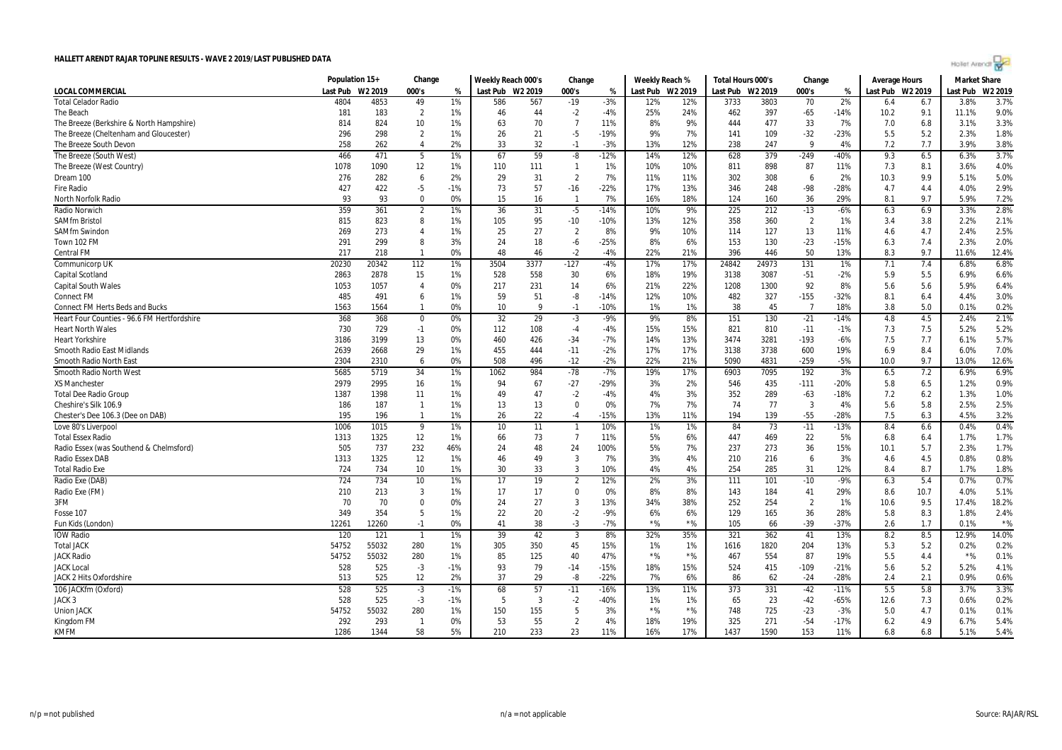# HALLETT ARENDT RAJAR TOPLINE RESULTS - WAVE 2 2019/LAST PUBLISHED DATA

| LOCAL COMMERCIAL | Population 15+ | | Change | | Weekly Reach 000's | | Change | | Weekly Reach % | | Total Hours 000's | | Change | | Average Hours | | Market Share | |
|---|---|---|---|---|---|---|---|---|---|---|---|---|---|---|---|---|---|---|
| | Last Pub | W2 2019 | 000's | % | Last Pub | W2 2019 | 000's | % | Last Pub | W2 2019 | Last Pub | W2 2019 | 000's | % | Last Pub | W2 2019 | Last Pub | W2 2019 |
| Total Celador Radio | 4804 | 4853 | 49 | 1% | 586 | 567 | -19 | -3% | 12% | 12% | 3733 | 3803 | 70 | 2% | 6.4 | 6.7 | 3.8% | 3.7% |
| The Beach | 181 | 183 | 2 | 1% | 46 | 44 | -2 | -4% | 25% | 24% | 462 | 397 | -65 | -14% | 10.2 | 9.1 | 11.1% | 9.0% |
| The Breeze (Berkshire & North Hampshire) | 814 | 824 | 10 | 1% | 63 | 70 | 7 | 11% | 8% | 9% | 444 | 477 | 33 | 7% | 7.0 | 6.8 | 3.1% | 3.3% |
| The Breeze (Cheltenham and Gloucester) | 296 | 298 | 2 | 1% | 26 | 21 | -5 | -19% | 9% | 7% | 141 | 109 | -32 | -23% | 5.5 | 5.2 | 2.3% | 1.8% |
| The Breeze South Devon | 258 | 262 | 4 | 2% | 33 | 32 | -1 | -3% | 13% | 12% | 238 | 247 | 9 | 4% | 7.2 | 7.7 | 3.9% | 3.8% |
| The Breeze (South West) | 466 | 471 | 5 | 1% | 67 | 59 | -8 | -12% | 14% | 12% | 628 | 379 | -249 | -40% | 9.3 | 6.5 | 6.3% | 3.7% |
| The Breeze (West Country) | 1078 | 1090 | 12 | 1% | 110 | 111 | 1 | 1% | 10% | 10% | 811 | 898 | 87 | 11% | 7.3 | 8.1 | 3.6% | 4.0% |
| Dream 100 | 276 | 282 | 6 | 2% | 29 | 31 | 2 | 7% | 11% | 11% | 302 | 308 | 6 | 2% | 10.3 | 9.9 | 5.1% | 5.0% |
| Fire Radio | 427 | 422 | -5 | -1% | 73 | 57 | -16 | -22% | 17% | 13% | 346 | 248 | -98 | -28% | 4.7 | 4.4 | 4.0% | 2.9% |
| North Norfolk Radio | 93 | 93 | 0 | 0% | 15 | 16 | 1 | 7% | 16% | 18% | 124 | 160 | 36 | 29% | 8.1 | 9.7 | 5.9% | 7.2% |
| Radio Norwich | 359 | 361 | 2 | 1% | 36 | 31 | -5 | -14% | 10% | 9% | 225 | 212 | -13 | -6% | 6.3 | 6.9 | 3.3% | 2.8% |
| SAMfm Bristol | 815 | 823 | 8 | 1% | 105 | 95 | -10 | -10% | 13% | 12% | 358 | 360 | 2 | 1% | 3.4 | 3.8 | 2.2% | 2.1% |
| SAMfm Swindon | 269 | 273 | 4 | 1% | 25 | 27 | 2 | 8% | 9% | 10% | 114 | 127 | 13 | 11% | 4.6 | 4.7 | 2.4% | 2.5% |
| Town 102 FM | 291 | 299 | 8 | 3% | 24 | 18 | -6 | -25% | 8% | 6% | 153 | 130 | -23 | -15% | 6.3 | 7.4 | 2.3% | 2.0% |
| Central FM | 217 | 218 | 1 | 0% | 48 | 46 | -2 | -4% | 22% | 21% | 396 | 446 | 50 | 13% | 8.3 | 9.7 | 11.6% | 12.4% |
| Communicorp UK | 20230 | 20342 | 112 | 1% | 3504 | 3377 | -127 | -4% | 17% | 17% | 24842 | 24973 | 131 | 1% | 7.1 | 7.4 | 6.8% | 6.8% |
| Capital Scotland | 2863 | 2878 | 15 | 1% | 528 | 558 | 30 | 6% | 18% | 19% | 3138 | 3087 | -51 | -2% | 5.9 | 5.5 | 6.9% | 6.6% |
| Capital South Wales | 1053 | 1057 | 4 | 0% | 217 | 231 | 14 | 6% | 21% | 22% | 1208 | 1300 | 92 | 8% | 5.6 | 5.6 | 5.9% | 6.4% |
| Connect FM | 485 | 491 | 6 | 1% | 59 | 51 | -8 | -14% | 12% | 10% | 482 | 327 | -155 | -32% | 8.1 | 6.4 | 4.4% | 3.0% |
| Connect FM Herts Beds and Bucks | 1563 | 1564 | 1 | 0% | 10 | 9 | -1 | -10% | 1% | 1% | 38 | 45 | 7 | 18% | 3.8 | 5.0 | 0.1% | 0.2% |
| Heart Four Counties - 96.6 FM Hertfordshire | 368 | 368 | 0 | 0% | 32 | 29 | -3 | -9% | 9% | 8% | 151 | 130 | -21 | -14% | 4.8 | 4.5 | 2.4% | 2.1% |
| Heart North Wales | 730 | 729 | -1 | 0% | 112 | 108 | -4 | -4% | 15% | 15% | 821 | 810 | -11 | -1% | 7.3 | 7.5 | 5.2% | 5.2% |
| Heart Yorkshire | 3186 | 3199 | 13 | 0% | 460 | 426 | -34 | -7% | 14% | 13% | 3474 | 3281 | -193 | -6% | 7.5 | 7.7 | 6.1% | 5.7% |
| Smooth Radio East Midlands | 2639 | 2668 | 29 | 1% | 455 | 444 | -11 | -2% | 17% | 17% | 3138 | 3738 | 600 | 19% | 6.9 | 8.4 | 6.0% | 7.0% |
| Smooth Radio North East | 2304 | 2310 | 6 | 0% | 508 | 496 | -12 | -2% | 22% | 21% | 5090 | 4831 | -259 | -5% | 10.0 | 9.7 | 13.0% | 12.6% |
| Smooth Radio North West | 5685 | 5719 | 34 | 1% | 1062 | 984 | -78 | -7% | 19% | 17% | 6903 | 7095 | 192 | 3% | 6.5 | 7.2 | 6.9% | 6.9% |
| XS Manchester | 2979 | 2995 | 16 | 1% | 94 | 67 | -27 | -29% | 3% | 2% | 546 | 435 | -111 | -20% | 5.8 | 6.5 | 1.2% | 0.9% |
| Total Dee Radio Group | 1387 | 1398 | 11 | 1% | 49 | 47 | -2 | -4% | 4% | 3% | 352 | 289 | -63 | -18% | 7.2 | 6.2 | 1.3% | 1.0% |
| Cheshire's Silk 106.9 | 186 | 187 | 1 | 1% | 13 | 13 | 0 | 0% | 7% | 7% | 74 | 77 | 3 | 4% | 5.6 | 5.8 | 2.5% | 2.5% |
| Chester's Dee 106.3 (Dee on DAB) | 195 | 196 | 1 | 1% | 26 | 22 | -4 | -15% | 13% | 11% | 194 | 139 | -55 | -28% | 7.5 | 6.3 | 4.5% | 3.2% |
| Love 80's Liverpool | 1006 | 1015 | 9 | 1% | 10 | 11 | 1 | 10% | 1% | 1% | 84 | 73 | -11 | -13% | 8.4 | 6.6 | 0.4% | 0.4% |
| Total Essex Radio | 1313 | 1325 | 12 | 1% | 66 | 73 | 7 | 11% | 5% | 6% | 447 | 469 | 22 | 5% | 6.8 | 6.4 | 1.7% | 1.7% |
| Radio Essex (was Southend & Chelmsford) | 505 | 737 | 232 | 46% | 24 | 48 | 24 | 100% | 5% | 7% | 237 | 273 | 36 | 15% | 10.1 | 5.7 | 2.3% | 1.7% |
| Radio Essex DAB | 1313 | 1325 | 12 | 1% | 46 | 49 | 3 | 7% | 3% | 4% | 210 | 216 | 6 | 3% | 4.6 | 4.5 | 0.8% | 0.8% |
| Total Radio Exe | 724 | 734 | 10 | 1% | 30 | 33 | 3 | 10% | 4% | 4% | 254 | 285 | 31 | 12% | 8.4 | 8.7 | 1.7% | 1.8% |
| Radio Exe (DAB) | 724 | 734 | 10 | 1% | 17 | 19 | 2 | 12% | 2% | 3% | 111 | 101 | -10 | -9% | 6.3 | 5.4 | 0.7% | 0.7% |
| Radio Exe (FM) | 210 | 213 | 3 | 1% | 17 | 17 | 0 | 0% | 8% | 8% | 143 | 184 | 41 | 29% | 8.6 | 10.7 | 4.0% | 5.1% |
| 3FM | 70 | 70 | 0 | 0% | 24 | 27 | 3 | 13% | 34% | 38% | 252 | 254 | 2 | 1% | 10.6 | 9.5 | 17.4% | 18.2% |
| Fosse 107 | 349 | 354 | 5 | 1% | 22 | 20 | -2 | -9% | 6% | 6% | 129 | 165 | 36 | 28% | 5.8 | 8.3 | 1.8% | 2.4% |
| Fun Kids (London) | 12261 | 12260 | -1 | 0% | 41 | 38 | -3 | -7% | *% | *% | 105 | 66 | -39 | -37% | 2.6 | 1.7 | 0.1% | *% |
| IOW Radio | 120 | 121 | 1 | 1% | 39 | 42 | 3 | 8% | 32% | 35% | 321 | 362 | 41 | 13% | 8.2 | 8.5 | 12.9% | 14.0% |
| Total JACK | 54752 | 55032 | 280 | 1% | 305 | 350 | 45 | 15% | 1% | 1% | 1616 | 1820 | 204 | 13% | 5.3 | 5.2 | 0.2% | 0.2% |
| JACK Radio | 54752 | 55032 | 280 | 1% | 85 | 125 | 40 | 47% | *% | *% | 467 | 554 | 87 | 19% | 5.5 | 4.4 | *% | 0.1% |
| JACK Local | 528 | 525 | -3 | -1% | 93 | 79 | -14 | -15% | 18% | 15% | 524 | 415 | -109 | -21% | 5.6 | 5.2 | 5.2% | 4.1% |
| JACK 2 Hits Oxfordshire | 513 | 525 | 12 | 2% | 37 | 29 | -8 | -22% | 7% | 6% | 86 | 62 | -24 | -28% | 2.4 | 2.1 | 0.9% | 0.6% |
| 106 JACKfm (Oxford) | 528 | 525 | -3 | -1% | 68 | 57 | -11 | -16% | 13% | 11% | 373 | 331 | -42 | -11% | 5.5 | 5.8 | 3.7% | 3.3% |
| JACK 3 | 528 | 525 | -3 | -1% | 5 | 3 | -2 | -40% | 1% | 1% | 65 | 23 | -42 | -65% | 12.6 | 7.3 | 0.6% | 0.2% |
| Union JACK | 54752 | 55032 | 280 | 1% | 150 | 155 | 5 | 3% | *% | *% | 748 | 725 | -23 | -3% | 5.0 | 4.7 | 0.1% | 0.1% |
| Kingdom FM | 292 | 293 | 1 | 0% | 53 | 55 | 2 | 4% | 18% | 19% | 325 | 271 | -54 | -17% | 6.2 | 4.9 | 6.7% | 5.4% |
| KMFM | 1286 | 1344 | 58 | 5% | 210 | 233 | 23 | 11% | 16% | 17% | 1437 | 1590 | 153 | 11% | 6.8 | 6.8 | 5.1% | 5.4% |

n/p = not published | n/a = not applicable | Source: RAJAR/RSL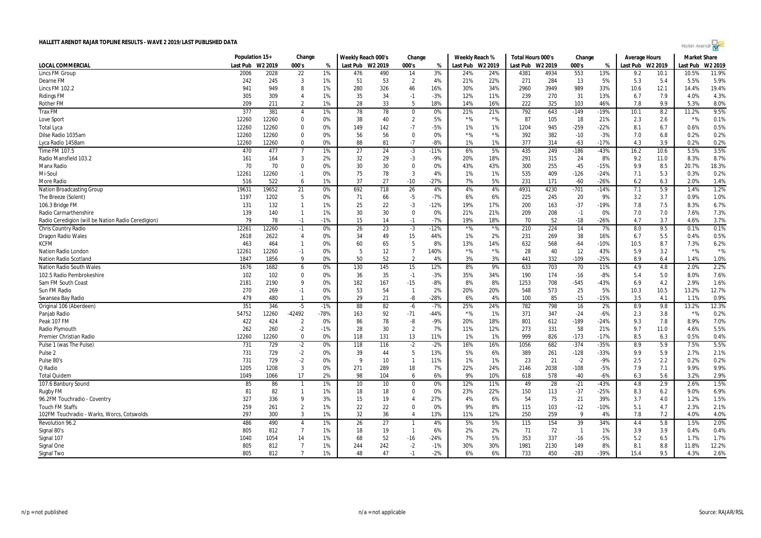# HALLETT ARENDT RAJAR TOPLINE RESULTS - WAVE 2 2019/LAST PUBLISHED DATA

| | Population 15+ | | Change | | Weekly Reach 000's | | Change | | Weekly Reach % | | Total Hours 000's | | Change | | Average Hours | | Market Share | |
|---|---|---|---|---|---|---|---|---|---|---|---|---|---|---|---|---|---|---|
| LOCAL COMMERCIAL | Last Pub | W2 2019 | 000's | % | Last Pub | W2 2019 | 000's | % | Last Pub | W2 2019 | Last Pub | W2 2019 | 000's | % | Last Pub | W2 2019 | Last Pub | W2 2019 |
| Lincs FM Group | 2006 | 2028 | 22 | 1% | 476 | 490 | 14 | 3% | 24% | 24% | 4381 | 4934 | 553 | 13% | 9.2 | 10.1 | 10.5% | 11.9% |
| Dearne FM | 242 | 245 | 3 | 1% | 51 | 53 | 2 | 4% | 21% | 22% | 271 | 284 | 13 | 5% | 5.3 | 5.4 | 5.5% | 5.9% |
| Lincs FM 102.2 | 941 | 949 | 8 | 1% | 280 | 326 | 46 | 16% | 30% | 34% | 2960 | 3949 | 989 | 33% | 10.6 | 12.1 | 14.4% | 19.4% |
| Ridings FM | 305 | 309 | 4 | 1% | 35 | 34 | -1 | -3% | 12% | 11% | 239 | 270 | 31 | 13% | 6.7 | 7.9 | 4.0% | 4.3% |
| Rother FM | 209 | 211 | 2 | 1% | 28 | 33 | 5 | 18% | 14% | 16% | 222 | 325 | 103 | 46% | 7.8 | 9.9 | 5.3% | 8.0% |
| Trax FM | 377 | 381 | 4 | 1% | 78 | 78 | 0 | 0% | 21% | 21% | 792 | 643 | -149 | -19% | 10.1 | 8.2 | 11.2% | 9.5% |
| Love Sport | 12260 | 12260 | 0 | 0% | 38 | 40 | 2 | 5% | *% | *% | 87 | 105 | 18 | 21% | 2.3 | 2.6 | *% | 0.1% |
| Total Lyca | 12260 | 12260 | 0 | 0% | 149 | 142 | -7 | -5% | 1% | 1% | 1204 | 945 | -259 | -22% | 8.1 | 6.7 | 0.6% | 0.5% |
| Dilse Radio 1035am | 12260 | 12260 | 0 | 0% | 56 | 56 | 0 | 0% | *% | *% | 392 | 382 | -10 | -3% | 7.0 | 6.8 | 0.2% | 0.2% |
| Lyca Radio 1458am | 12260 | 12260 | 0 | 0% | 88 | 81 | -7 | -8% | 1% | 1% | 377 | 314 | -63 | -17% | 4.3 | 3.9 | 0.2% | 0.2% |
| Time FM 107.5 | 470 | 477 | 7 | 1% | 27 | 24 | -3 | -11% | 6% | 5% | 435 | 249 | -186 | -43% | 16.2 | 10.6 | 5.5% | 3.5% |
| Radio Mansfield 103.2 | 161 | 164 | 3 | 2% | 32 | 29 | -3 | -9% | 20% | 18% | 291 | 315 | 24 | 8% | 9.2 | 11.0 | 8.3% | 8.7% |
| Manx Radio | 70 | 70 | 0 | 0% | 30 | 30 | 0 | 0% | 43% | 43% | 300 | 255 | -45 | -15% | 9.9 | 8.5 | 20.7% | 18.3% |
| Mi-Soul | 12261 | 12260 | -1 | 0% | 75 | 78 | 3 | 4% | 1% | 1% | 535 | 409 | -126 | -24% | 7.1 | 5.3 | 0.3% | 0.2% |
| More Radio | 516 | 522 | 6 | 1% | 37 | 27 | -10 | -27% | 7% | 5% | 231 | 171 | -60 | -26% | 6.2 | 6.3 | 2.0% | 1.4% |
| Nation Broadcasting Group | 19631 | 19652 | 21 | 0% | 692 | 718 | 26 | 4% | 4% | 4% | 4931 | 4230 | -701 | -14% | 7.1 | 5.9 | 1.4% | 1.2% |
| The Breeze (Solent) | 1197 | 1202 | 5 | 0% | 71 | 66 | -5 | -7% | 6% | 6% | 225 | 245 | 20 | 9% | 3.2 | 3.7 | 0.9% | 1.0% |
| 106.3 Bridge FM | 131 | 132 | 1 | 1% | 25 | 22 | -3 | -12% | 19% | 17% | 200 | 163 | -37 | -19% | 7.8 | 7.5 | 8.3% | 6.7% |
| Radio Carmarthenshire | 139 | 140 | 1 | 1% | 30 | 30 | 0 | 0% | 21% | 21% | 209 | 208 | -1 | 0% | 7.0 | 7.0 | 7.6% | 7.3% |
| Radio Ceredigion (will be Nation Radio Ceredigion) | 79 | 78 | -1 | -1% | 15 | 14 | -1 | -7% | 19% | 18% | 70 | 52 | -18 | -26% | 4.7 | 3.7 | 4.6% | 3.7% |
| Chris Country Radio | 12261 | 12260 | -1 | 0% | 26 | 23 | -3 | -12% | *% | *% | 210 | 224 | 14 | 7% | 8.0 | 9.5 | 0.1% | 0.1% |
| Dragon Radio Wales | 2618 | 2622 | 4 | 0% | 34 | 49 | 15 | 44% | 1% | 2% | 231 | 269 | 38 | 16% | 6.7 | 5.5 | 0.4% | 0.5% |
| KCFM | 463 | 464 | 1 | 0% | 60 | 65 | 5 | 8% | 13% | 14% | 632 | 568 | -64 | -10% | 10.5 | 8.7 | 7.3% | 6.2% |
| Nation Radio London | 12261 | 12260 | -1 | 0% | 5 | 12 | 7 | 140% | *% | *% | 28 | 40 | 12 | 43% | 5.9 | 3.2 | *% | *% |
| Nation Radio Scotland | 1847 | 1856 | 9 | 0% | 50 | 52 | 2 | 4% | 3% | 3% | 441 | 332 | -109 | -25% | 8.9 | 6.4 | 1.4% | 1.0% |
| Nation Radio South Wales | 1676 | 1682 | 6 | 0% | 130 | 145 | 15 | 12% | 8% | 9% | 633 | 703 | 70 | 11% | 4.9 | 4.8 | 2.0% | 2.2% |
| 102.5 Radio Pembrokeshire | 102 | 102 | 0 | 0% | 36 | 35 | -1 | -3% | 35% | 34% | 190 | 174 | -16 | -8% | 5.4 | 5.0 | 8.0% | 7.6% |
| Sam FM South Coast | 2181 | 2190 | 9 | 0% | 182 | 167 | -15 | -8% | 8% | 8% | 1253 | 708 | -545 | -43% | 6.9 | 4.2 | 2.9% | 1.6% |
| Sun FM Radio | 270 | 269 | -1 | 0% | 53 | 54 | 1 | 2% | 20% | 20% | 548 | 573 | 25 | 5% | 10.3 | 10.5 | 13.2% | 12.7% |
| Swansea Bay Radio | 479 | 480 | 1 | 0% | 29 | 21 | -8 | -28% | 6% | 4% | 100 | 85 | -15 | -15% | 3.5 | 4.1 | 1.1% | 0.9% |
| Original 106 (Aberdeen) | 351 | 346 | -5 | -1% | 88 | 82 | -6 | -7% | 25% | 24% | 782 | 798 | 16 | 2% | 8.9 | 9.8 | 13.2% | 12.3% |
| Panjab Radio | 54752 | 12260 | -42492 | -78% | 163 | 92 | -71 | -44% | *% | 1% | 371 | 347 | -24 | -6% | 2.3 | 3.8 | *% | 0.2% |
| Peak 107 FM | 422 | 424 | 2 | 0% | 86 | 78 | -8 | -9% | 20% | 18% | 801 | 612 | -189 | -24% | 9.3 | 7.8 | 8.9% | 7.0% |
| Radio Plymouth | 262 | 260 | -2 | -1% | 28 | 30 | 2 | 7% | 11% | 12% | 273 | 331 | 58 | 21% | 9.7 | 11.0 | 4.6% | 5.5% |
| Premier Christian Radio | 12260 | 12260 | 0 | 0% | 118 | 131 | 13 | 11% | 1% | 1% | 999 | 826 | -173 | -17% | 8.5 | 6.3 | 0.5% | 0.4% |
| Pulse 1 (was The Pulse) | 731 | 729 | -2 | 0% | 118 | 116 | -2 | -2% | 16% | 16% | 1056 | 682 | -374 | -35% | 8.9 | 5.9 | 7.5% | 5.5% |
| Pulse 2 | 731 | 729 | -2 | 0% | 39 | 44 | 5 | 13% | 5% | 6% | 389 | 261 | -128 | -33% | 9.9 | 5.9 | 2.7% | 2.1% |
| Pulse 80's | 731 | 729 | -2 | 0% | 9 | 10 | 1 | 11% | 1% | 1% | 23 | 21 | -2 | -9% | 2.5 | 2.2 | 0.2% | 0.2% |
| Q Radio | 1205 | 1208 | 3 | 0% | 271 | 289 | 18 | 7% | 22% | 24% | 2146 | 2038 | -108 | -5% | 7.9 | 7.1 | 9.9% | 9.9% |
| Total Quidem | 1049 | 1066 | 17 | 2% | 98 | 104 | 6 | 6% | 9% | 10% | 618 | 578 | -40 | -6% | 6.3 | 5.6 | 3.2% | 2.9% |
| 107.6 Banbury Sound | 85 | 86 | 1 | 1% | 10 | 10 | 0 | 0% | 12% | 11% | 49 | 28 | -21 | -43% | 4.8 | 2.9 | 2.6% | 1.5% |
| Rugby FM | 81 | 82 | 1 | 1% | 18 | 18 | 0 | 0% | 23% | 22% | 150 | 113 | -37 | -25% | 8.3 | 6.2 | 9.0% | 6.9% |
| 96.2FM Touchradio - Coventry | 327 | 336 | 9 | 3% | 15 | 19 | 4 | 27% | 4% | 6% | 54 | 75 | 21 | 39% | 3.7 | 4.0 | 1.2% | 1.5% |
| Touch FM Staffs | 259 | 261 | 2 | 1% | 22 | 22 | 0 | 0% | 9% | 8% | 115 | 103 | -12 | -10% | 5.1 | 4.7 | 2.3% | 2.1% |
| 102FM Touchradio - Warks, Worcs, Cotswolds | 297 | 300 | 3 | 1% | 32 | 36 | 4 | 13% | 11% | 12% | 250 | 259 | 9 | 4% | 7.8 | 7.2 | 4.0% | 4.0% |
| Revolution 96.2 | 486 | 490 | 4 | 1% | 26 | 27 | 1 | 4% | 5% | 5% | 115 | 154 | 39 | 34% | 4.4 | 5.8 | 1.5% | 2.0% |
| Signal 80's | 805 | 812 | 7 | 1% | 18 | 19 | 1 | 6% | 2% | 2% | 71 | 72 | 1 | 1% | 3.9 | 3.9 | 0.4% | 0.4% |
| Signal 107 | 1040 | 1054 | 14 | 1% | 68 | 52 | -16 | -24% | 7% | 5% | 353 | 337 | -16 | -5% | 5.2 | 6.5 | 1.7% | 1.7% |
| Signal One | 805 | 812 | 7 | 1% | 244 | 242 | -2 | -1% | 30% | 30% | 1981 | 2130 | 149 | 8% | 8.1 | 8.8 | 11.8% | 12.2% |
| Signal Two | 805 | 812 | 7 | 1% | 48 | 47 | -1 | -2% | 6% | 6% | 733 | 450 | -283 | -39% | 15.4 | 9.5 | 4.3% | 2.6% |

n/p = not published | n/a = not applicable | Source: RAJAR/RSL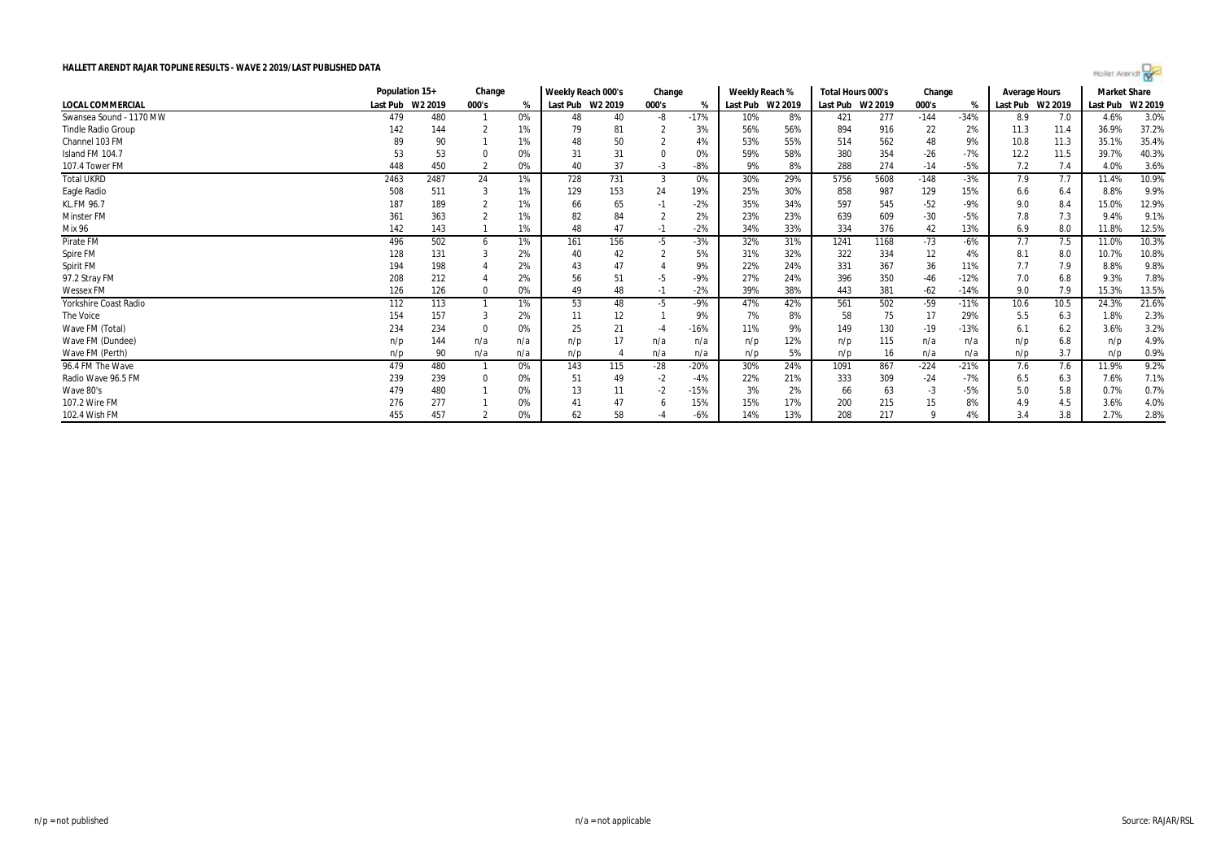**HALLETT ARENDT RAJAR TOPLINE RESULTS - WAVE 2 2019/LAST PUBLISHED DATA**

| | Population 15+ | | Change | | Weekly Reach 000's | | Change | | Weekly Reach % | | Total Hours 000's | | Change | | Average Hours | | Market Share | |
|---|---|---|---|---|---|---|---|---|---|---|---|---|---|---|---|---|---|---|
| LOCAL COMMERCIAL | Last Pub | W2 2019 | 000's | % | Last Pub | W2 2019 | 000's | % | Last Pub | W2 2019 | Last Pub | W2 2019 | 000's | % | Last Pub | W2 2019 | Last Pub | W2 2019 |
| Swansea Sound - 1170 MW | 479 | 480 | 1 | 0% | 48 | 40 | -8 | -17% | 10% | 8% | 421 | 277 | -144 | -34% | 8.9 | 7.0 | 4.6% | 3.0% |
| Tindle Radio Group | 142 | 144 | 2 | 1% | 79 | 81 | 2 | 3% | 56% | 56% | 894 | 916 | 22 | 2% | 11.3 | 11.4 | 36.9% | 37.2% |
| Channel 103 FM | 89 | 90 | 1 | 1% | 48 | 50 | 2 | 4% | 53% | 55% | 514 | 562 | 48 | 9% | 10.8 | 11.3 | 35.1% | 35.4% |
| Island FM 104.7 | 53 | 53 | 0 | 0% | 31 | 31 | 0 | 0% | 59% | 58% | 380 | 354 | -26 | -7% | 12.2 | 11.5 | 39.7% | 40.3% |
| 107.4 Tower FM | 448 | 450 | 2 | 0% | 40 | 37 | -3 | -8% | 9% | 8% | 288 | 274 | -14 | -5% | 7.2 | 7.4 | 4.0% | 3.6% |
| Total UKRD | 2463 | 2487 | 24 | 1% | 728 | 731 | 3 | 0% | 30% | 29% | 5756 | 5608 | -148 | -3% | 7.9 | 7.7 | 11.4% | 10.9% |
| Eagle Radio | 508 | 511 | 3 | 1% | 129 | 153 | 24 | 19% | 25% | 30% | 858 | 987 | 129 | 15% | 6.6 | 6.4 | 8.8% | 9.9% |
| KL.FM 96.7 | 187 | 189 | 2 | 1% | 66 | 65 | -1 | -2% | 35% | 34% | 597 | 545 | -52 | -9% | 9.0 | 8.4 | 15.0% | 12.9% |
| Minster FM | 361 | 363 | 2 | 1% | 82 | 84 | 2 | 2% | 23% | 23% | 639 | 609 | -30 | -5% | 7.8 | 7.3 | 9.4% | 9.1% |
| Mix 96 | 142 | 143 | 1 | 1% | 48 | 47 | -1 | -2% | 34% | 33% | 334 | 376 | 42 | 13% | 6.9 | 8.0 | 11.8% | 12.5% |
| Pirate FM | 496 | 502 | 6 | 1% | 161 | 156 | -5 | -3% | 32% | 31% | 1241 | 1168 | -73 | -6% | 7.7 | 7.5 | 11.0% | 10.3% |
| Spire FM | 128 | 131 | 3 | 2% | 40 | 42 | 2 | 5% | 31% | 32% | 322 | 334 | 12 | 4% | 8.1 | 8.0 | 10.7% | 10.8% |
| Spirit FM | 194 | 198 | 4 | 2% | 43 | 47 | 4 | 9% | 22% | 24% | 331 | 367 | 36 | 11% | 7.7 | 7.9 | 8.8% | 9.8% |
| 97.2 Stray FM | 208 | 212 | 4 | 2% | 56 | 51 | -5 | -9% | 27% | 24% | 396 | 350 | -46 | -12% | 7.0 | 6.8 | 9.3% | 7.8% |
| Wessex FM | 126 | 126 | 0 | 0% | 49 | 48 | -1 | -2% | 39% | 38% | 443 | 381 | -62 | -14% | 9.0 | 7.9 | 15.3% | 13.5% |
| Yorkshire Coast Radio | 112 | 113 | 1 | 1% | 53 | 48 | -5 | -9% | 47% | 42% | 561 | 502 | -59 | -11% | 10.6 | 10.5 | 24.3% | 21.6% |
| The Voice | 154 | 157 | 3 | 2% | 11 | 12 | 1 | 9% | 7% | 8% | 58 | 75 | 17 | 29% | 5.5 | 6.3 | 1.8% | 2.3% |
| Wave FM (Total) | 234 | 234 | 0 | 0% | 25 | 21 | -4 | -16% | 11% | 9% | 149 | 130 | -19 | -13% | 6.1 | 6.2 | 3.6% | 3.2% |
| Wave FM (Dundee) | n/p | 144 | n/a | n/a | n/p | 17 | n/a | n/a | n/p | 12% | n/p | 115 | n/a | n/a | n/p | 6.8 | n/p | 4.9% |
| Wave FM (Perth) | n/p | 90 | n/a | n/a | n/p | 4 | n/a | n/a | n/p | 5% | n/p | 16 | n/a | n/a | n/p | 3.7 | n/p | 0.9% |
| 96.4 FM The Wave | 479 | 480 | 1 | 0% | 143 | 115 | -28 | -20% | 30% | 24% | 1091 | 867 | -224 | -21% | 7.6 | 7.6 | 11.9% | 9.2% |
| Radio Wave 96.5 FM | 239 | 239 | 0 | 0% | 51 | 49 | -2 | -4% | 22% | 21% | 333 | 309 | -24 | -7% | 6.5 | 6.3 | 7.6% | 7.1% |
| Wave 80's | 479 | 480 | 1 | 0% | 13 | 11 | -2 | -15% | 3% | 2% | 66 | 63 | -3 | -5% | 5.0 | 5.8 | 0.7% | 0.7% |
| 107.2 Wire FM | 276 | 277 | 1 | 0% | 41 | 47 | 6 | 15% | 15% | 17% | 200 | 215 | 15 | 8% | 4.9 | 4.5 | 3.6% | 4.0% |
| 102.4 Wish FM | 455 | 457 | 2 | 0% | 62 | 58 | -4 | -6% | 14% | 13% | 208 | 217 | 9 | 4% | 3.4 | 3.8 | 2.7% | 2.8% |

n/p = not published

n/a = not applicable

Source: RAJAR/RSL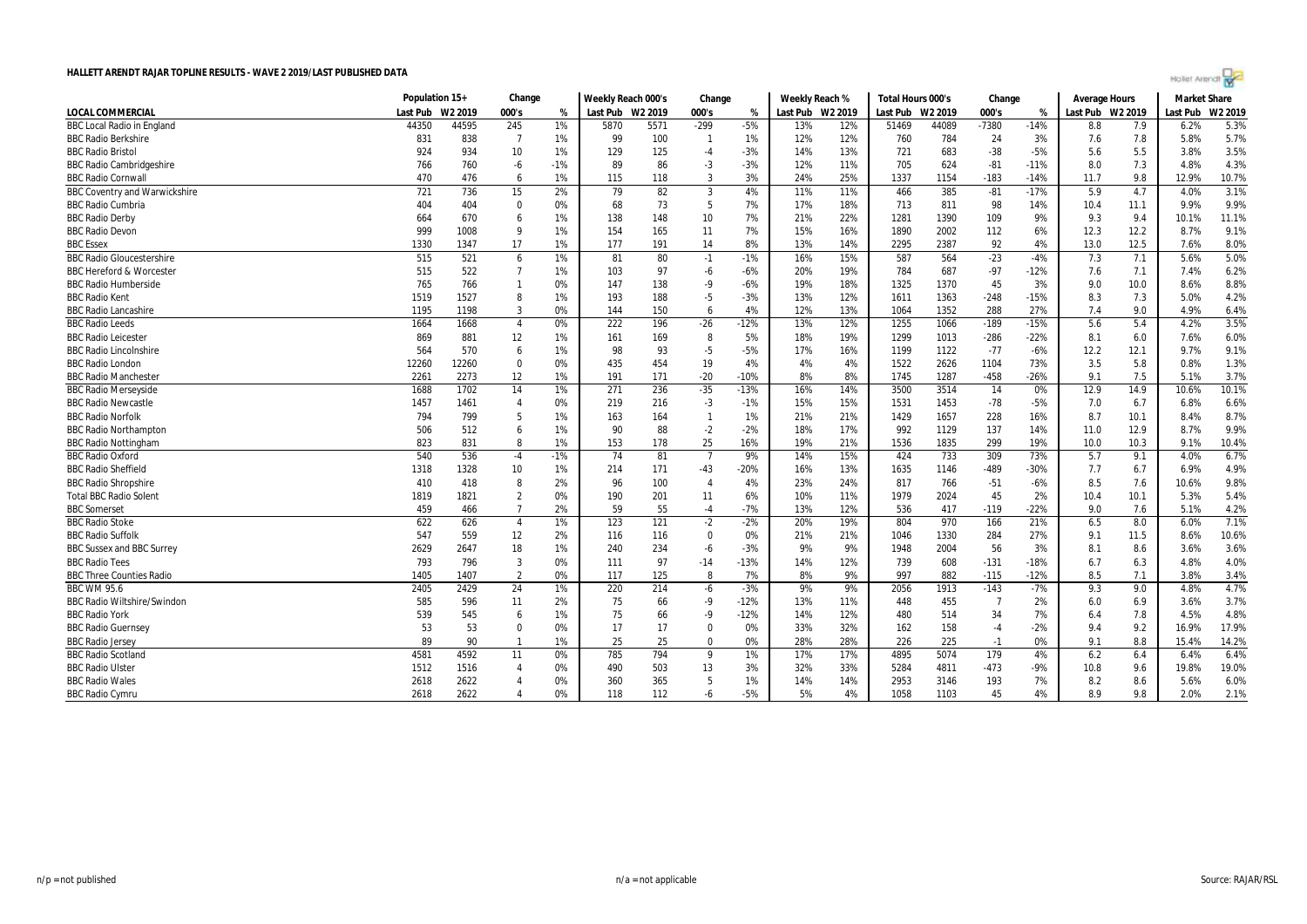# HALLETT ARENDT RAJAR TOPLINE RESULTS - WAVE 2 2019/LAST PUBLISHED DATA

| LOCAL COMMERCIAL | Population 15+ | | Change | | Weekly Reach 000's | | Change | | Weekly Reach % | | Total Hours 000's | | Change | | Average Hours | | Market Share | |
|---|---|---|---|---|---|---|---|---|---|---|---|---|---|---|---|---|---|---|
| | Last Pub | W2 2019 | 000's | % | Last Pub | W2 2019 | 000's | % | Last Pub | W2 2019 | Last Pub | W2 2019 | 000's | % | Last Pub | W2 2019 | Last Pub | W2 2019 |
| BBC Local Radio in England | 44350 | 44595 | 245 | 1% | 5870 | 5571 | -299 | -5% | 13% | 12% | 51469 | 44089 | -7380 | -14% | 8.8 | 7.9 | 6.2% | 5.3% |
| BBC Radio Berkshire | 831 | 838 | 7 | 1% | 99 | 100 | 1 | 1% | 12% | 12% | 760 | 784 | 24 | 3% | 7.6 | 7.8 | 5.8% | 5.7% |
| BBC Radio Bristol | 924 | 934 | 10 | 1% | 129 | 125 | -4 | -3% | 14% | 13% | 721 | 683 | -38 | -5% | 5.6 | 5.5 | 3.8% | 3.5% |
| BBC Radio Cambridgeshire | 766 | 760 | -6 | -1% | 89 | 86 | -3 | -3% | 12% | 11% | 705 | 624 | -81 | -11% | 8.0 | 7.3 | 4.8% | 4.3% |
| BBC Radio Cornwall | 470 | 476 | 6 | 1% | 115 | 118 | 3 | 3% | 24% | 25% | 1337 | 1154 | -183 | -14% | 11.7 | 9.8 | 12.9% | 10.7% |
| BBC Coventry and Warwickshire | 721 | 736 | 15 | 2% | 79 | 82 | 3 | 4% | 11% | 11% | 466 | 385 | -81 | -17% | 5.9 | 4.7 | 4.0% | 3.1% |
| BBC Radio Cumbria | 404 | 404 | 0 | 0% | 68 | 73 | 5 | 7% | 17% | 18% | 713 | 811 | 98 | 14% | 10.4 | 11.1 | 9.9% | 9.9% |
| BBC Radio Derby | 664 | 670 | 6 | 1% | 138 | 148 | 10 | 7% | 21% | 22% | 1281 | 1390 | 109 | 9% | 9.3 | 9.4 | 10.1% | 11.1% |
| BBC Radio Devon | 999 | 1008 | 9 | 1% | 154 | 165 | 11 | 7% | 15% | 16% | 1890 | 2002 | 112 | 6% | 12.3 | 12.2 | 8.7% | 9.1% |
| BBC Essex | 1330 | 1347 | 17 | 1% | 177 | 191 | 14 | 8% | 13% | 14% | 2295 | 2387 | 92 | 4% | 13.0 | 12.5 | 7.6% | 8.0% |
| BBC Radio Gloucestershire | 515 | 521 | 6 | 1% | 81 | 80 | -1 | -1% | 16% | 15% | 587 | 564 | -23 | -4% | 7.3 | 7.1 | 5.6% | 5.0% |
| BBC Hereford & Worcester | 515 | 522 | 7 | 1% | 103 | 97 | -6 | -6% | 20% | 19% | 784 | 687 | -97 | -12% | 7.6 | 7.1 | 7.4% | 6.2% |
| BBC Radio Humberside | 765 | 766 | 1 | 0% | 147 | 138 | -9 | -6% | 19% | 18% | 1325 | 1370 | 45 | 3% | 9.0 | 10.0 | 8.6% | 8.8% |
| BBC Radio Kent | 1519 | 1527 | 8 | 1% | 193 | 188 | -5 | -3% | 13% | 12% | 1611 | 1363 | -248 | -15% | 8.3 | 7.3 | 5.0% | 4.2% |
| BBC Radio Lancashire | 1195 | 1198 | 3 | 0% | 144 | 150 | 6 | 4% | 12% | 13% | 1064 | 1352 | 288 | 27% | 7.4 | 9.0 | 4.9% | 6.4% |
| BBC Radio Leeds | 1664 | 1668 | 4 | 0% | 222 | 196 | -26 | -12% | 13% | 12% | 1255 | 1066 | -189 | -15% | 5.6 | 5.4 | 4.2% | 3.5% |
| BBC Radio Leicester | 869 | 881 | 12 | 1% | 161 | 169 | 8 | 5% | 18% | 19% | 1299 | 1013 | -286 | -22% | 8.1 | 6.0 | 7.6% | 6.0% |
| BBC Radio Lincolnshire | 564 | 570 | 6 | 1% | 98 | 93 | -5 | -5% | 17% | 16% | 1199 | 1122 | -77 | -6% | 12.2 | 12.1 | 9.7% | 9.1% |
| BBC Radio London | 12260 | 12260 | 0 | 0% | 435 | 454 | 19 | 4% | 4% | 4% | 1522 | 2626 | 1104 | 73% | 3.5 | 5.8 | 0.8% | 1.3% |
| BBC Radio Manchester | 2261 | 2273 | 12 | 1% | 191 | 171 | -20 | -10% | 8% | 8% | 1745 | 1287 | -458 | -26% | 9.1 | 7.5 | 5.1% | 3.7% |
| BBC Radio Merseyside | 1688 | 1702 | 14 | 1% | 271 | 236 | -35 | -13% | 16% | 14% | 3500 | 3514 | 14 | 0% | 12.9 | 14.9 | 10.6% | 10.1% |
| BBC Radio Newcastle | 1457 | 1461 | 4 | 0% | 219 | 216 | -3 | -1% | 15% | 15% | 1531 | 1453 | -78 | -5% | 7.0 | 6.7 | 6.8% | 6.6% |
| BBC Radio Norfolk | 794 | 799 | 5 | 1% | 163 | 164 | 1 | 1% | 21% | 21% | 1429 | 1657 | 228 | 16% | 8.7 | 10.1 | 8.4% | 8.7% |
| BBC Radio Northampton | 506 | 512 | 6 | 1% | 90 | 88 | -2 | -2% | 18% | 17% | 992 | 1129 | 137 | 14% | 11.0 | 12.9 | 8.7% | 9.9% |
| BBC Radio Nottingham | 823 | 831 | 8 | 1% | 153 | 178 | 25 | 16% | 19% | 21% | 1536 | 1835 | 299 | 19% | 10.0 | 10.3 | 9.1% | 10.4% |
| BBC Radio Oxford | 540 | 536 | -4 | -1% | 74 | 81 | 7 | 9% | 14% | 15% | 424 | 733 | 309 | 73% | 5.7 | 9.1 | 4.0% | 6.7% |
| BBC Radio Sheffield | 1318 | 1328 | 10 | 1% | 214 | 171 | -43 | -20% | 16% | 13% | 1635 | 1146 | -489 | -30% | 7.7 | 6.7 | 6.9% | 4.9% |
| BBC Radio Shropshire | 410 | 418 | 8 | 2% | 96 | 100 | 4 | 4% | 23% | 24% | 817 | 766 | -51 | -6% | 8.5 | 7.6 | 10.6% | 9.8% |
| Total BBC Radio Solent | 1819 | 1821 | 2 | 0% | 190 | 201 | 11 | 6% | 10% | 11% | 1979 | 2024 | 45 | 2% | 10.4 | 10.1 | 5.3% | 5.4% |
| BBC Somerset | 459 | 466 | 7 | 2% | 59 | 55 | -4 | -7% | 13% | 12% | 536 | 417 | -119 | -22% | 9.0 | 7.6 | 5.1% | 4.2% |
| BBC Radio Stoke | 622 | 626 | 4 | 1% | 123 | 121 | -2 | -2% | 20% | 19% | 804 | 970 | 166 | 21% | 6.5 | 8.0 | 6.0% | 7.1% |
| BBC Radio Suffolk | 547 | 559 | 12 | 2% | 116 | 116 | 0 | 0% | 21% | 21% | 1046 | 1330 | 284 | 27% | 9.1 | 11.5 | 8.6% | 10.6% |
| BBC Sussex and BBC Surrey | 2629 | 2647 | 18 | 1% | 240 | 234 | -6 | -3% | 9% | 9% | 1948 | 2004 | 56 | 3% | 8.1 | 8.6 | 3.6% | 3.6% |
| BBC Radio Tees | 793 | 796 | 3 | 0% | 111 | 97 | -14 | -13% | 14% | 12% | 739 | 608 | -131 | -18% | 6.7 | 6.3 | 4.8% | 4.0% |
| BBC Three Counties Radio | 1405 | 1407 | 2 | 0% | 117 | 125 | 8 | 7% | 8% | 9% | 997 | 882 | -115 | -12% | 8.5 | 7.1 | 3.8% | 3.4% |
| BBC WM 95.6 | 2405 | 2429 | 24 | 1% | 220 | 214 | -6 | -3% | 9% | 9% | 2056 | 1913 | -143 | -7% | 9.3 | 9.0 | 4.8% | 4.7% |
| BBC Radio Wiltshire/Swindon | 585 | 596 | 11 | 2% | 75 | 66 | -9 | -12% | 13% | 11% | 448 | 455 | 7 | 2% | 6.0 | 6.9 | 3.6% | 3.7% |
| BBC Radio York | 539 | 545 | 6 | 1% | 75 | 66 | -9 | -12% | 14% | 12% | 480 | 514 | 34 | 7% | 6.4 | 7.8 | 4.5% | 4.8% |
| BBC Radio Guernsey | 53 | 53 | 0 | 0% | 17 | 17 | 0 | 0% | 33% | 32% | 162 | 158 | -4 | -2% | 9.4 | 9.2 | 16.9% | 17.9% |
| BBC Radio Jersey | 89 | 90 | 1 | 1% | 25 | 25 | 0 | 0% | 28% | 28% | 226 | 225 | -1 | 0% | 9.1 | 8.8 | 15.4% | 14.2% |
| BBC Radio Scotland | 4581 | 4592 | 11 | 0% | 785 | 794 | 9 | 1% | 17% | 17% | 4895 | 5074 | 179 | 4% | 6.2 | 6.4 | 6.4% | 6.4% |
| BBC Radio Ulster | 1512 | 1516 | 4 | 0% | 490 | 503 | 13 | 3% | 32% | 33% | 5284 | 4811 | -473 | -9% | 10.8 | 9.6 | 19.8% | 19.0% |
| BBC Radio Wales | 2618 | 2622 | 4 | 0% | 360 | 365 | 5 | 1% | 14% | 14% | 2953 | 3146 | 193 | 7% | 8.2 | 8.6 | 5.6% | 6.0% |
| BBC Radio Cymru | 2618 | 2622 | 4 | 0% | 118 | 112 | -6 | -5% | 5% | 4% | 1058 | 1103 | 45 | 4% | 8.9 | 9.8 | 2.0% | 2.1% |

n/p = not published

n/a = not applicable

Source: RAJAR/RSL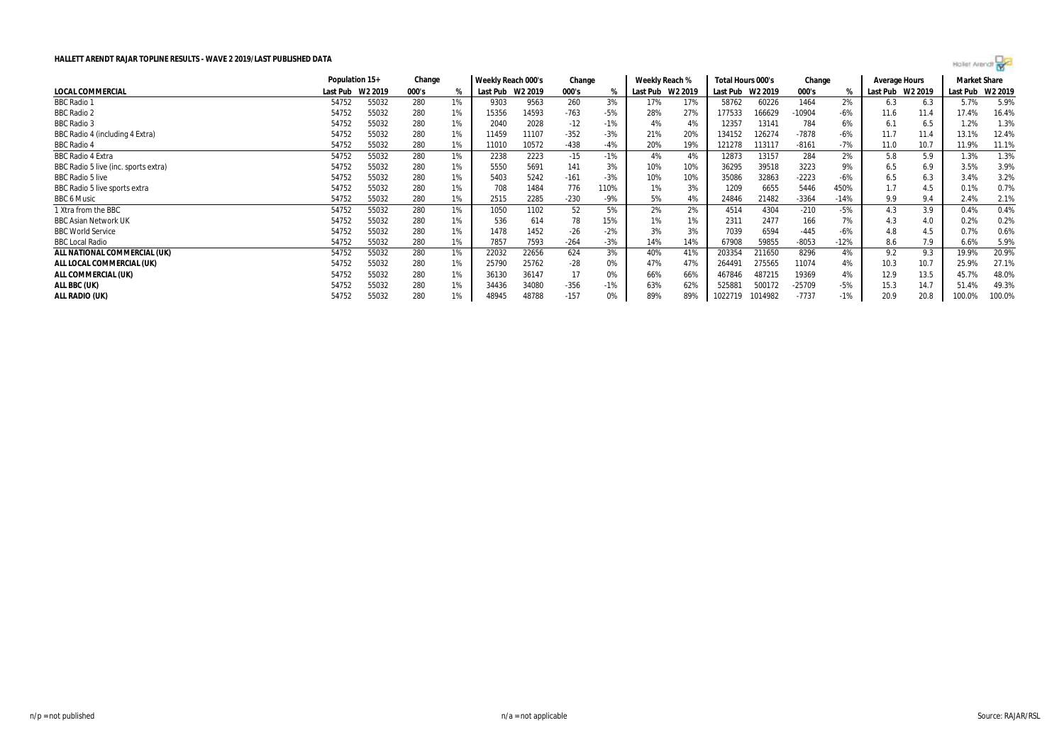# HALLETT ARENDT RAJAR TOPLINE RESULTS - WAVE 2 2019/LAST PUBLISHED DATA

| | Population 15+ | | Change | | Weekly Reach 000's | | Change | | Weekly Reach % | | Total Hours 000's | | Change | | Average Hours | | Market Share | |
|---|---|---|---|---|---|---|---|---|---|---|---|---|---|---|---|---|---|---|
| LOCAL COMMERCIAL | Last Pub | W2 2019 | 000's | % | Last Pub | W2 2019 | 000's | % | Last Pub | W2 2019 | Last Pub | W2 2019 | 000's | % | Last Pub | W2 2019 | Last Pub | W2 2019 |
| BBC Radio 1 | 54752 | 55032 | 280 | 1% | 9303 | 9563 | 260 | 3% | 17% | 17% | 58762 | 60226 | 1464 | 2% | 6.3 | 6.3 | 5.7% | 5.9% |
| BBC Radio 2 | 54752 | 55032 | 280 | 1% | 15356 | 14593 | -763 | -5% | 28% | 27% | 177533 | 166629 | -10904 | -6% | 11.6 | 11.4 | 17.4% | 16.4% |
| BBC Radio 3 | 54752 | 55032 | 280 | 1% | 2040 | 2028 | -12 | -1% | 4% | 4% | 12357 | 13141 | 784 | 6% | 6.1 | 6.5 | 1.2% | 1.3% |
| BBC Radio 4 (including 4 Extra) | 54752 | 55032 | 280 | 1% | 11459 | 11107 | -352 | -3% | 21% | 20% | 134152 | 126274 | -7878 | -6% | 11.7 | 11.4 | 13.1% | 12.4% |
| BBC Radio 4 | 54752 | 55032 | 280 | 1% | 11010 | 10572 | -438 | -4% | 20% | 19% | 121278 | 113117 | -8161 | -7% | 11.0 | 10.7 | 11.9% | 11.1% |
| BBC Radio 4 Extra | 54752 | 55032 | 280 | 1% | 2238 | 2223 | -15 | -1% | 4% | 4% | 12873 | 13157 | 284 | 2% | 5.8 | 5.9 | 1.3% | 1.3% |
| BBC Radio 5 live (inc. sports extra) | 54752 | 55032 | 280 | 1% | 5550 | 5691 | 141 | 3% | 10% | 10% | 36295 | 39518 | 3223 | 9% | 6.5 | 6.9 | 3.5% | 3.9% |
| BBC Radio 5 live | 54752 | 55032 | 280 | 1% | 5403 | 5242 | -161 | -3% | 10% | 10% | 35086 | 32863 | -2223 | -6% | 6.5 | 6.3 | 3.4% | 3.2% |
| BBC Radio 5 live sports extra | 54752 | 55032 | 280 | 1% | 708 | 1484 | 776 | 110% | 1% | 3% | 1209 | 6655 | 5446 | 450% | 1.7 | 4.5 | 0.1% | 0.7% |
| BBC 6 Music | 54752 | 55032 | 280 | 1% | 2515 | 2285 | -230 | -9% | 5% | 4% | 24846 | 21482 | -3364 | -14% | 9.9 | 9.4 | 2.4% | 2.1% |
| 1 Xtra from the BBC | 54752 | 55032 | 280 | 1% | 1050 | 1102 | 52 | 5% | 2% | 2% | 4514 | 4304 | -210 | -5% | 4.3 | 3.9 | 0.4% | 0.4% |
| BBC Asian Network UK | 54752 | 55032 | 280 | 1% | 536 | 614 | 78 | 15% | 1% | 1% | 2311 | 2477 | 166 | 7% | 4.3 | 4.0 | 0.2% | 0.2% |
| BBC World Service | 54752 | 55032 | 280 | 1% | 1478 | 1452 | -26 | -2% | 3% | 3% | 7039 | 6594 | -445 | -6% | 4.8 | 4.5 | 0.7% | 0.6% |
| BBC Local Radio | 54752 | 55032 | 280 | 1% | 7857 | 7593 | -264 | -3% | 14% | 14% | 67908 | 59855 | -8053 | -12% | 8.6 | 7.9 | 6.6% | 5.9% |
| **ALL NATIONAL COMMERCIAL (UK)** | 54752 | 55032 | 280 | 1% | 22032 | 22656 | 624 | 3% | 40% | 41% | 203354 | 211650 | 8296 | 4% | 9.2 | 9.3 | 19.9% | 20.9% |
| **ALL LOCAL COMMERCIAL (UK)** | 54752 | 55032 | 280 | 1% | 25790 | 25762 | -28 | 0% | 47% | 47% | 264491 | 275565 | 11074 | 4% | 10.3 | 10.7 | 25.9% | 27.1% |
| **ALL COMMERCIAL (UK)** | 54752 | 55032 | 280 | 1% | 36130 | 36147 | 17 | 0% | 66% | 66% | 467846 | 487215 | 19369 | 4% | 12.9 | 13.5 | 45.7% | 48.0% |
| **ALL BBC (UK)** | 54752 | 55032 | 280 | 1% | 34436 | 34080 | -356 | -1% | 63% | 62% | 525881 | 500172 | -25709 | -5% | 15.3 | 14.7 | 51.4% | 49.3% |
| **ALL RADIO (UK)** | 54752 | 55032 | 280 | 1% | 48945 | 48788 | -157 | 0% | 89% | 89% | 1022719 | 1014982 | -7737 | -1% | 20.9 | 20.8 | 100.0% | 100.0% |

n/p = not published

n/a = not applicable

Source: RAJAR/RSL